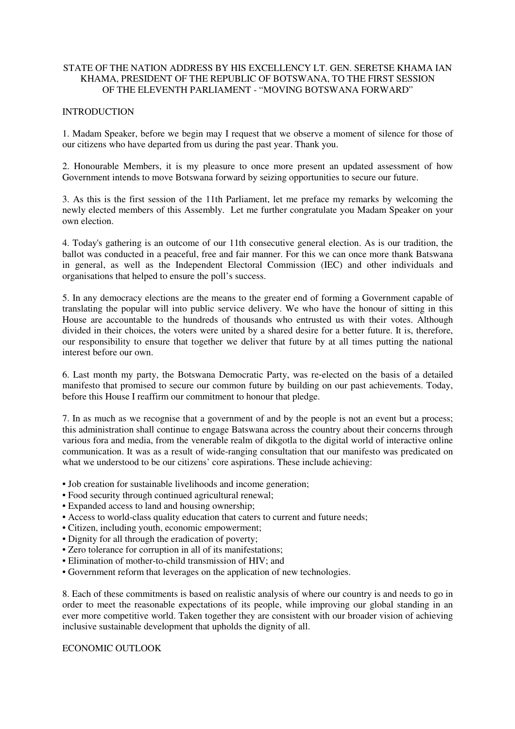# STATE OF THE NATION ADDRESS BY HIS EXCELLENCY LT. GEN. SERETSE KHAMA IAN KHAMA, PRESIDENT OF THE REPUBLIC OF BOTSWANA, TO THE FIRST SESSION OF THE ELEVENTH PARLIAMENT - "MOVING BOTSWANA FORWARD"

## INTRODUCTION

1. Madam Speaker, before we begin may I request that we observe a moment of silence for those of our citizens who have departed from us during the past year. Thank you.

2. Honourable Members, it is my pleasure to once more present an updated assessment of how Government intends to move Botswana forward by seizing opportunities to secure our future.

3. As this is the first session of the 11th Parliament, let me preface my remarks by welcoming the newly elected members of this Assembly. Let me further congratulate you Madam Speaker on your own election.

4. Today's gathering is an outcome of our 11th consecutive general election. As is our tradition, the ballot was conducted in a peaceful, free and fair manner. For this we can once more thank Batswana in general, as well as the Independent Electoral Commission (IEC) and other individuals and organisations that helped to ensure the poll's success.

5. In any democracy elections are the means to the greater end of forming a Government capable of translating the popular will into public service delivery. We who have the honour of sitting in this House are accountable to the hundreds of thousands who entrusted us with their votes. Although divided in their choices, the voters were united by a shared desire for a better future. It is, therefore, our responsibility to ensure that together we deliver that future by at all times putting the national interest before our own.

6. Last month my party, the Botswana Democratic Party, was re-elected on the basis of a detailed manifesto that promised to secure our common future by building on our past achievements. Today, before this House I reaffirm our commitment to honour that pledge.

7. In as much as we recognise that a government of and by the people is not an event but a process; this administration shall continue to engage Batswana across the country about their concerns through various fora and media, from the venerable realm of dikgotla to the digital world of interactive online communication. It was as a result of wide-ranging consultation that our manifesto was predicated on what we understood to be our citizens' core aspirations. These include achieving:

- Job creation for sustainable livelihoods and income generation;
- Food security through continued agricultural renewal;
- Expanded access to land and housing ownership;
- Access to world-class quality education that caters to current and future needs;
- Citizen, including youth, economic empowerment;
- Dignity for all through the eradication of poverty;
- Zero tolerance for corruption in all of its manifestations;
- Elimination of mother-to-child transmission of HIV; and
- Government reform that leverages on the application of new technologies.

8. Each of these commitments is based on realistic analysis of where our country is and needs to go in order to meet the reasonable expectations of its people, while improving our global standing in an ever more competitive world. Taken together they are consistent with our broader vision of achieving inclusive sustainable development that upholds the dignity of all.

## ECONOMIC OUTLOOK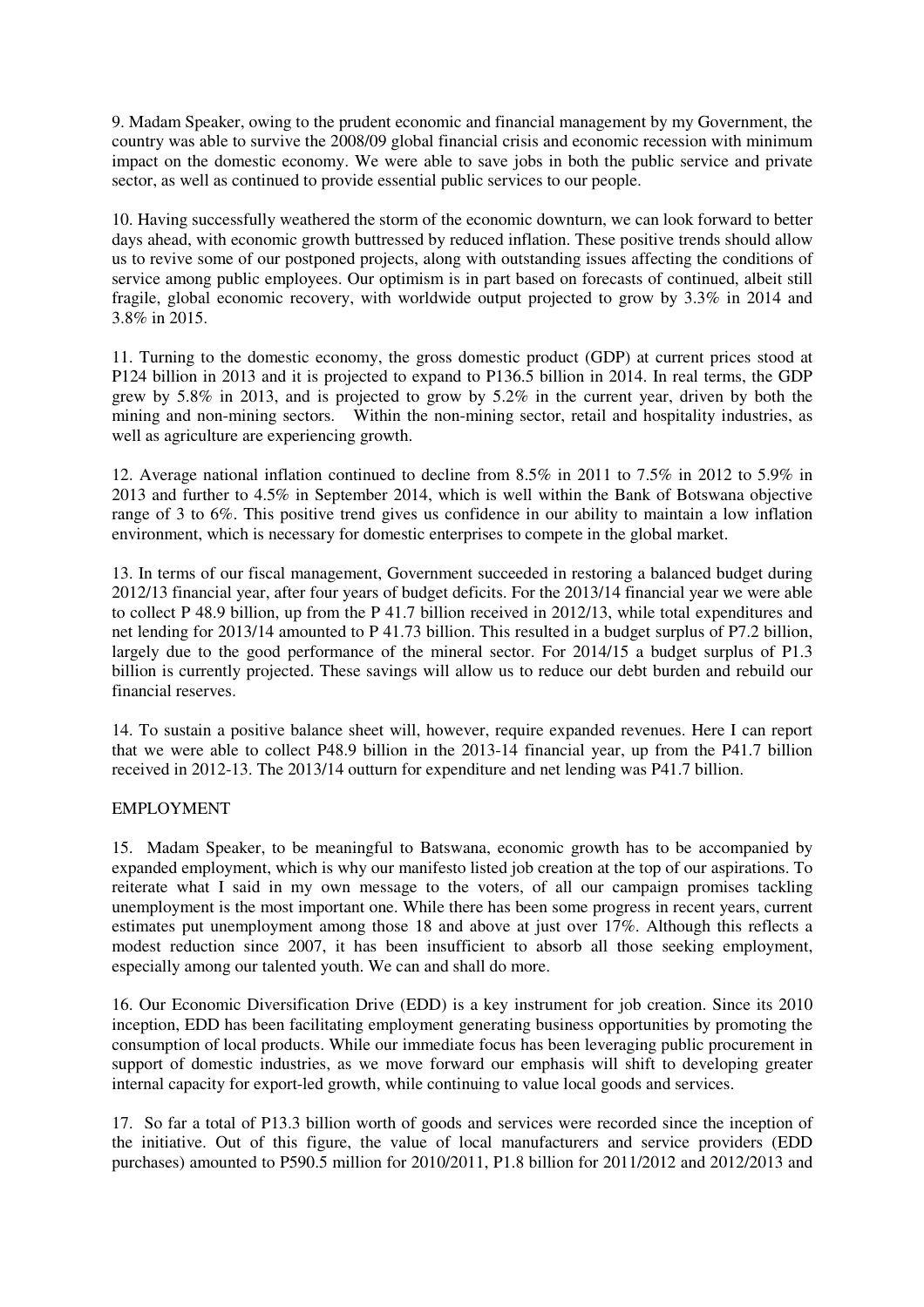9. Madam Speaker, owing to the prudent economic and financial management by my Government, the country was able to survive the 2008/09 global financial crisis and economic recession with minimum impact on the domestic economy. We were able to save jobs in both the public service and private sector, as well as continued to provide essential public services to our people.

10. Having successfully weathered the storm of the economic downturn, we can look forward to better days ahead, with economic growth buttressed by reduced inflation. These positive trends should allow us to revive some of our postponed projects, along with outstanding issues affecting the conditions of service among public employees. Our optimism is in part based on forecasts of continued, albeit still fragile, global economic recovery, with worldwide output projected to grow by 3.3% in 2014 and 3.8% in 2015.

11. Turning to the domestic economy, the gross domestic product (GDP) at current prices stood at P124 billion in 2013 and it is projected to expand to P136.5 billion in 2014. In real terms, the GDP grew by 5.8% in 2013, and is projected to grow by 5.2% in the current year, driven by both the mining and non-mining sectors. Within the non-mining sector, retail and hospitality industries, as well as agriculture are experiencing growth.

12. Average national inflation continued to decline from 8.5% in 2011 to 7.5% in 2012 to 5.9% in 2013 and further to 4.5% in September 2014, which is well within the Bank of Botswana objective range of 3 to 6%. This positive trend gives us confidence in our ability to maintain a low inflation environment, which is necessary for domestic enterprises to compete in the global market.

13. In terms of our fiscal management, Government succeeded in restoring a balanced budget during 2012/13 financial year, after four years of budget deficits. For the 2013/14 financial year we were able to collect P 48.9 billion, up from the P 41.7 billion received in 2012/13, while total expenditures and net lending for 2013/14 amounted to P 41.73 billion. This resulted in a budget surplus of P7.2 billion, largely due to the good performance of the mineral sector. For 2014/15 a budget surplus of P1.3 billion is currently projected. These savings will allow us to reduce our debt burden and rebuild our financial reserves.

14. To sustain a positive balance sheet will, however, require expanded revenues. Here I can report that we were able to collect P48.9 billion in the 2013-14 financial year, up from the P41.7 billion received in 2012-13. The 2013/14 outturn for expenditure and net lending was P41.7 billion.

## EMPLOYMENT

15. Madam Speaker, to be meaningful to Batswana, economic growth has to be accompanied by expanded employment, which is why our manifesto listed job creation at the top of our aspirations. To reiterate what I said in my own message to the voters, of all our campaign promises tackling unemployment is the most important one. While there has been some progress in recent years, current estimates put unemployment among those 18 and above at just over 17%. Although this reflects a modest reduction since 2007, it has been insufficient to absorb all those seeking employment, especially among our talented youth. We can and shall do more.

16. Our Economic Diversification Drive (EDD) is a key instrument for job creation. Since its 2010 inception, EDD has been facilitating employment generating business opportunities by promoting the consumption of local products. While our immediate focus has been leveraging public procurement in support of domestic industries, as we move forward our emphasis will shift to developing greater internal capacity for export-led growth, while continuing to value local goods and services.

17. So far a total of P13.3 billion worth of goods and services were recorded since the inception of the initiative. Out of this figure, the value of local manufacturers and service providers (EDD purchases) amounted to P590.5 million for 2010/2011, P1.8 billion for 2011/2012 and 2012/2013 and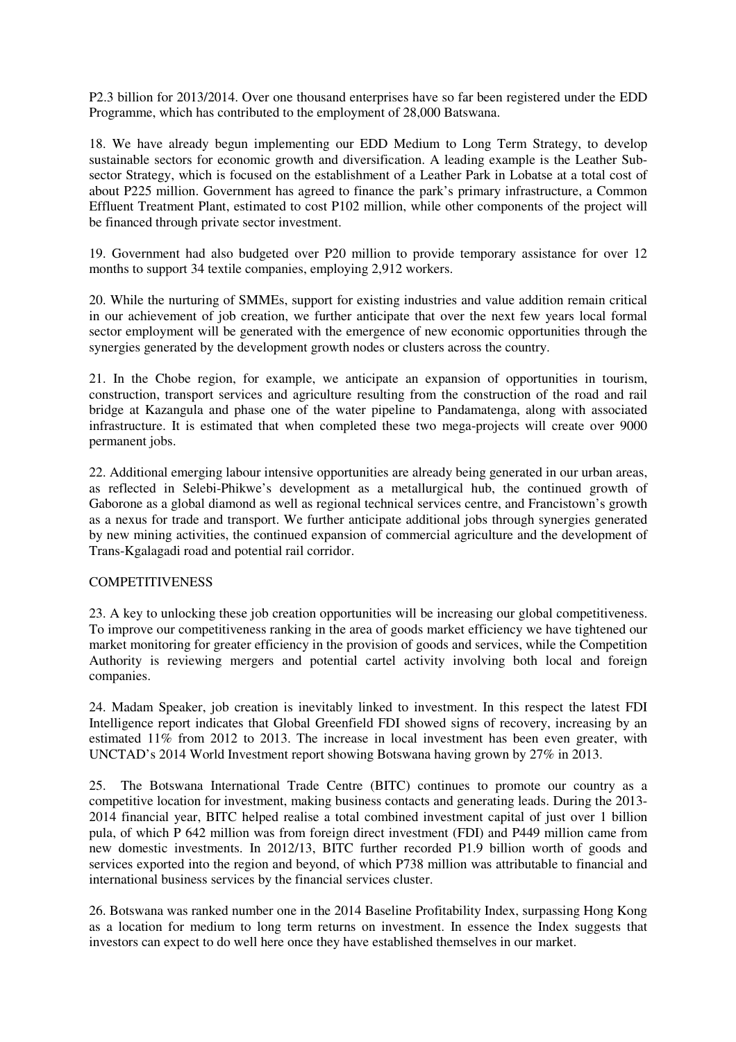P2.3 billion for 2013/2014. Over one thousand enterprises have so far been registered under the EDD Programme, which has contributed to the employment of 28,000 Batswana.

18. We have already begun implementing our EDD Medium to Long Term Strategy, to develop sustainable sectors for economic growth and diversification. A leading example is the Leather Sub-sector Strategy, which is focused on the establishment of a Leather Park in Lobatse at a total cost of about P225 million. Government has agreed to finance the park's primary infrastructure, a Common Effluent Treatment Plant, estimated to cost P102 million, while other components of the project will be financed through private sector investment.

19. Government had also budgeted over P20 million to provide temporary assistance for over 12 months to support 34 textile companies, employing 2,912 workers.

20. While the nurturing of SMMEs, support for existing industries and value addition remain critical in our achievement of job creation, we further anticipate that over the next few years local formal sector employment will be generated with the emergence of new economic opportunities through the synergies generated by the development growth nodes or clusters across the country.

21. In the Chobe region, for example, we anticipate an expansion of opportunities in tourism, construction, transport services and agriculture resulting from the construction of the road and rail bridge at Kazangula and phase one of the water pipeline to Pandamatenga, along with associated infrastructure. It is estimated that when completed these two mega-projects will create over 9000 permanent jobs.

22. Additional emerging labour intensive opportunities are already being generated in our urban areas, as reflected in Selebi-Phikwe's development as a metallurgical hub, the continued growth of Gaborone as a global diamond as well as regional technical services centre, and Francistown's growth as a nexus for trade and transport. We further anticipate additional jobs through synergies generated by new mining activities, the continued expansion of commercial agriculture and the development of Trans-Kgalagadi road and potential rail corridor.

## COMPETITIVENESS

23. A key to unlocking these job creation opportunities will be increasing our global competitiveness. To improve our competitiveness ranking in the area of goods market efficiency we have tightened our market monitoring for greater efficiency in the provision of goods and services, while the Competition Authority is reviewing mergers and potential cartel activity involving both local and foreign companies.

24. Madam Speaker, job creation is inevitably linked to investment. In this respect the latest FDI Intelligence report indicates that Global Greenfield FDI showed signs of recovery, increasing by an estimated 11% from 2012 to 2013. The increase in local investment has been even greater, with UNCTAD's 2014 World Investment report showing Botswana having grown by 27% in 2013.

25. The Botswana International Trade Centre (BITC) continues to promote our country as a competitive location for investment, making business contacts and generating leads. During the 2013-2014 financial year, BITC helped realise a total combined investment capital of just over 1 billion pula, of which P 642 million was from foreign direct investment (FDI) and P449 million came from new domestic investments. In 2012/13, BITC further recorded P1.9 billion worth of goods and services exported into the region and beyond, of which P738 million was attributable to financial and international business services by the financial services cluster.

26. Botswana was ranked number one in the 2014 Baseline Profitability Index, surpassing Hong Kong as a location for medium to long term returns on investment. In essence the Index suggests that investors can expect to do well here once they have established themselves in our market.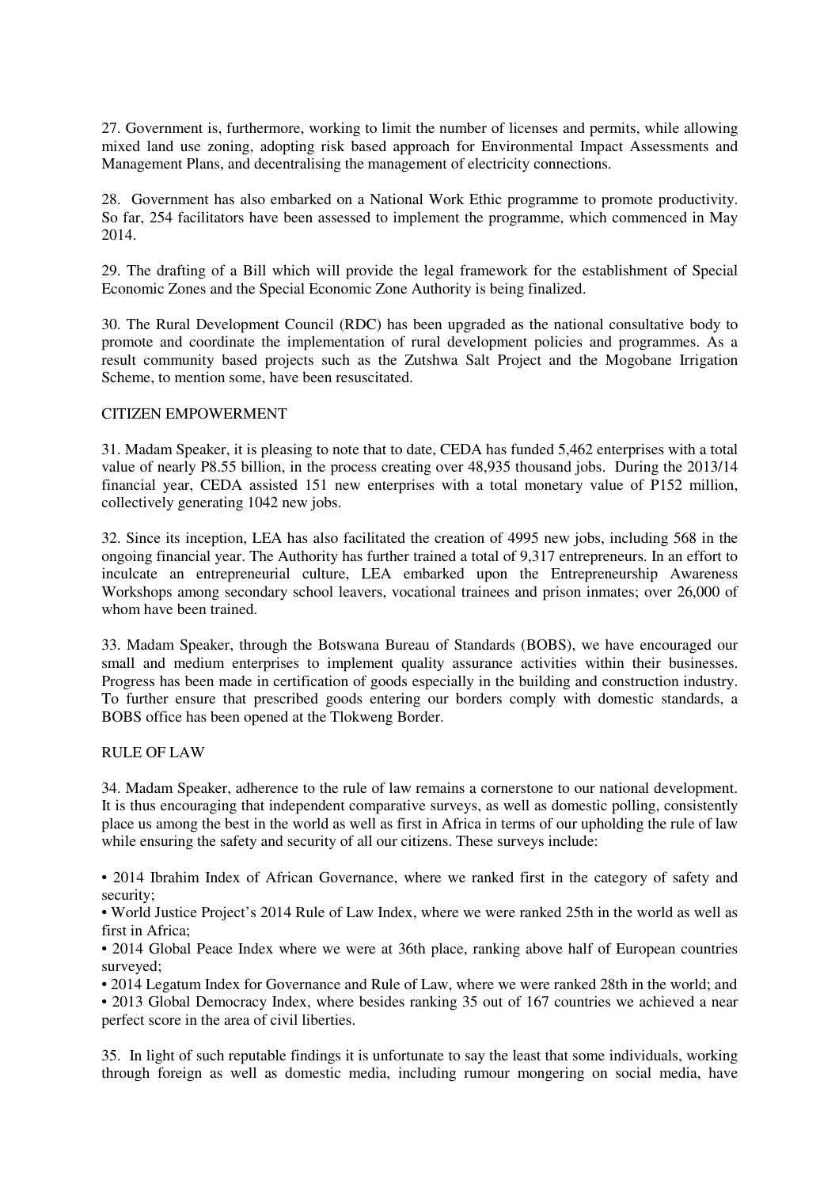27. Government is, furthermore, working to limit the number of licenses and permits, while allowing mixed land use zoning, adopting risk based approach for Environmental Impact Assessments and Management Plans, and decentralising the management of electricity connections.

28. Government has also embarked on a National Work Ethic programme to promote productivity. So far, 254 facilitators have been assessed to implement the programme, which commenced in May 2014.

29. The drafting of a Bill which will provide the legal framework for the establishment of Special Economic Zones and the Special Economic Zone Authority is being finalized.

30. The Rural Development Council (RDC) has been upgraded as the national consultative body to promote and coordinate the implementation of rural development policies and programmes. As a result community based projects such as the Zutshwa Salt Project and the Mogobane Irrigation Scheme, to mention some, have been resuscitated.

## CITIZEN EMPOWERMENT

31. Madam Speaker, it is pleasing to note that to date, CEDA has funded 5,462 enterprises with a total value of nearly P8.55 billion, in the process creating over 48,935 thousand jobs. During the 2013/14 financial year, CEDA assisted 151 new enterprises with a total monetary value of P152 million, collectively generating 1042 new jobs.

32. Since its inception, LEA has also facilitated the creation of 4995 new jobs, including 568 in the ongoing financial year. The Authority has further trained a total of 9,317 entrepreneurs. In an effort to inculcate an entrepreneurial culture, LEA embarked upon the Entrepreneurship Awareness Workshops among secondary school leavers, vocational trainees and prison inmates; over 26,000 of whom have been trained.

33. Madam Speaker, through the Botswana Bureau of Standards (BOBS), we have encouraged our small and medium enterprises to implement quality assurance activities within their businesses. Progress has been made in certification of goods especially in the building and construction industry. To further ensure that prescribed goods entering our borders comply with domestic standards, a BOBS office has been opened at the Tlokweng Border.

## RULE OF LAW

34. Madam Speaker, adherence to the rule of law remains a cornerstone to our national development. It is thus encouraging that independent comparative surveys, as well as domestic polling, consistently place us among the best in the world as well as first in Africa in terms of our upholding the rule of law while ensuring the safety and security of all our citizens. These surveys include:

- 2014 Ibrahim Index of African Governance, where we ranked first in the category of safety and security;
- World Justice Project's 2014 Rule of Law Index, where we were ranked 25th in the world as well as first in Africa;
- 2014 Global Peace Index where we were at 36th place, ranking above half of European countries surveyed;
- 2014 Legatum Index for Governance and Rule of Law, where we were ranked 28th in the world; and
- 2013 Global Democracy Index, where besides ranking 35 out of 167 countries we achieved a near perfect score in the area of civil liberties.

35. In light of such reputable findings it is unfortunate to say the least that some individuals, working through foreign as well as domestic media, including rumour mongering on social media, have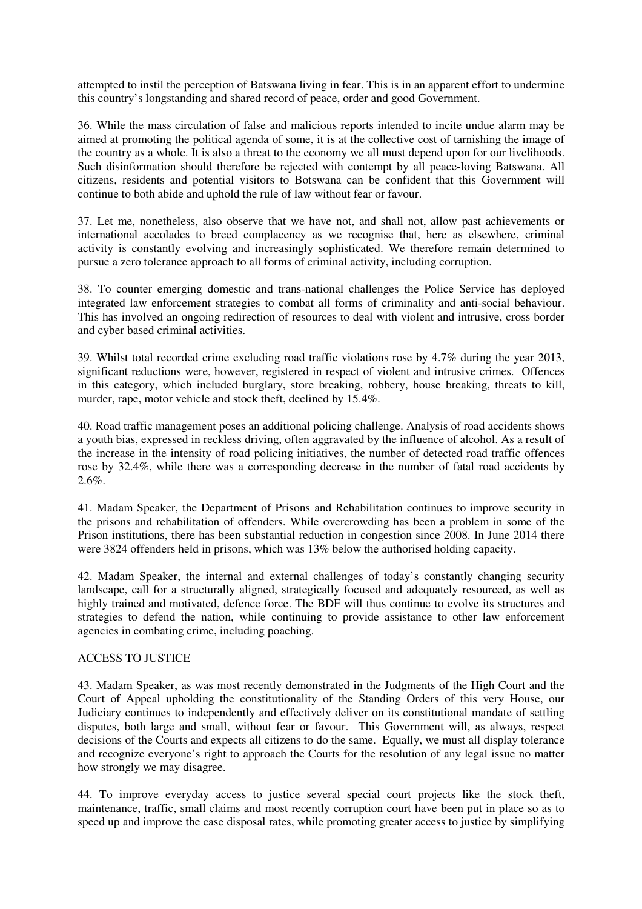attempted to instil the perception of Batswana living in fear. This is in an apparent effort to undermine this country's longstanding and shared record of peace, order and good Government.

36. While the mass circulation of false and malicious reports intended to incite undue alarm may be aimed at promoting the political agenda of some, it is at the collective cost of tarnishing the image of the country as a whole. It is also a threat to the economy we all must depend upon for our livelihoods. Such disinformation should therefore be rejected with contempt by all peace-loving Batswana. All citizens, residents and potential visitors to Botswana can be confident that this Government will continue to both abide and uphold the rule of law without fear or favour.

37. Let me, nonetheless, also observe that we have not, and shall not, allow past achievements or international accolades to breed complacency as we recognise that, here as elsewhere, criminal activity is constantly evolving and increasingly sophisticated. We therefore remain determined to pursue a zero tolerance approach to all forms of criminal activity, including corruption.

38. To counter emerging domestic and trans-national challenges the Police Service has deployed integrated law enforcement strategies to combat all forms of criminality and anti-social behaviour. This has involved an ongoing redirection of resources to deal with violent and intrusive, cross border and cyber based criminal activities.

39. Whilst total recorded crime excluding road traffic violations rose by 4.7% during the year 2013, significant reductions were, however, registered in respect of violent and intrusive crimes. Offences in this category, which included burglary, store breaking, robbery, house breaking, threats to kill, murder, rape, motor vehicle and stock theft, declined by 15.4%.

40. Road traffic management poses an additional policing challenge. Analysis of road accidents shows a youth bias, expressed in reckless driving, often aggravated by the influence of alcohol. As a result of the increase in the intensity of road policing initiatives, the number of detected road traffic offences rose by 32.4%, while there was a corresponding decrease in the number of fatal road accidents by 2.6%.

41. Madam Speaker, the Department of Prisons and Rehabilitation continues to improve security in the prisons and rehabilitation of offenders. While overcrowding has been a problem in some of the Prison institutions, there has been substantial reduction in congestion since 2008. In June 2014 there were 3824 offenders held in prisons, which was 13% below the authorised holding capacity.

42. Madam Speaker, the internal and external challenges of today's constantly changing security landscape, call for a structurally aligned, strategically focused and adequately resourced, as well as highly trained and motivated, defence force. The BDF will thus continue to evolve its structures and strategies to defend the nation, while continuing to provide assistance to other law enforcement agencies in combating crime, including poaching.

## ACCESS TO JUSTICE

43. Madam Speaker, as was most recently demonstrated in the Judgments of the High Court and the Court of Appeal upholding the constitutionality of the Standing Orders of this very House, our Judiciary continues to independently and effectively deliver on its constitutional mandate of settling disputes, both large and small, without fear or favour. This Government will, as always, respect decisions of the Courts and expects all citizens to do the same. Equally, we must all display tolerance and recognize everyone's right to approach the Courts for the resolution of any legal issue no matter how strongly we may disagree.

44. To improve everyday access to justice several special court projects like the stock theft, maintenance, traffic, small claims and most recently corruption court have been put in place so as to speed up and improve the case disposal rates, while promoting greater access to justice by simplifying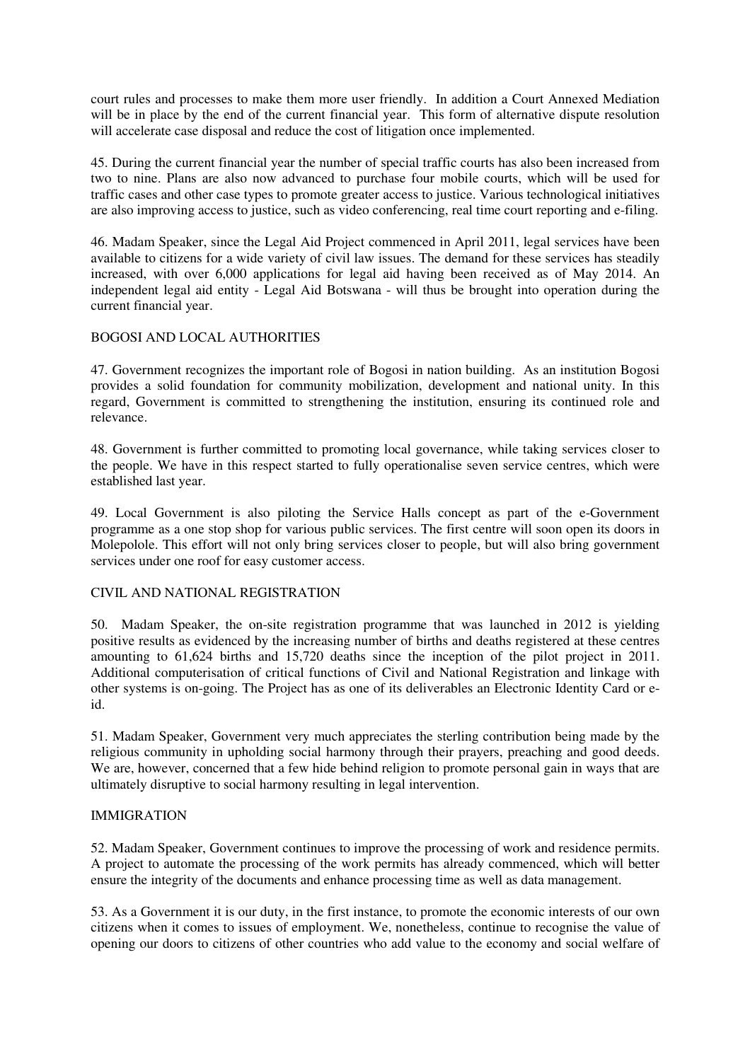court rules and processes to make them more user friendly. In addition a Court Annexed Mediation will be in place by the end of the current financial year. This form of alternative dispute resolution will accelerate case disposal and reduce the cost of litigation once implemented.

45. During the current financial year the number of special traffic courts has also been increased from two to nine. Plans are also now advanced to purchase four mobile courts, which will be used for traffic cases and other case types to promote greater access to justice. Various technological initiatives are also improving access to justice, such as video conferencing, real time court reporting and e-filing.

46. Madam Speaker, since the Legal Aid Project commenced in April 2011, legal services have been available to citizens for a wide variety of civil law issues. The demand for these services has steadily increased, with over 6,000 applications for legal aid having been received as of May 2014. An independent legal aid entity - Legal Aid Botswana - will thus be brought into operation during the current financial year.

## BOGOSI AND LOCAL AUTHORITIES

47. Government recognizes the important role of Bogosi in nation building. As an institution Bogosi provides a solid foundation for community mobilization, development and national unity. In this regard, Government is committed to strengthening the institution, ensuring its continued role and relevance.

48. Government is further committed to promoting local governance, while taking services closer to the people. We have in this respect started to fully operationalise seven service centres, which were established last year.

49. Local Government is also piloting the Service Halls concept as part of the e-Government programme as a one stop shop for various public services. The first centre will soon open its doors in Molepolole. This effort will not only bring services closer to people, but will also bring government services under one roof for easy customer access.

## CIVIL AND NATIONAL REGISTRATION

50. Madam Speaker, the on-site registration programme that was launched in 2012 is yielding positive results as evidenced by the increasing number of births and deaths registered at these centres amounting to 61,624 births and 15,720 deaths since the inception of the pilot project in 2011. Additional computerisation of critical functions of Civil and National Registration and linkage with other systems is on-going. The Project has as one of its deliverables an Electronic Identity Card or e-id.

51. Madam Speaker, Government very much appreciates the sterling contribution being made by the religious community in upholding social harmony through their prayers, preaching and good deeds. We are, however, concerned that a few hide behind religion to promote personal gain in ways that are ultimately disruptive to social harmony resulting in legal intervention.

## IMMIGRATION

52. Madam Speaker, Government continues to improve the processing of work and residence permits. A project to automate the processing of the work permits has already commenced, which will better ensure the integrity of the documents and enhance processing time as well as data management.

53. As a Government it is our duty, in the first instance, to promote the economic interests of our own citizens when it comes to issues of employment. We, nonetheless, continue to recognise the value of opening our doors to citizens of other countries who add value to the economy and social welfare of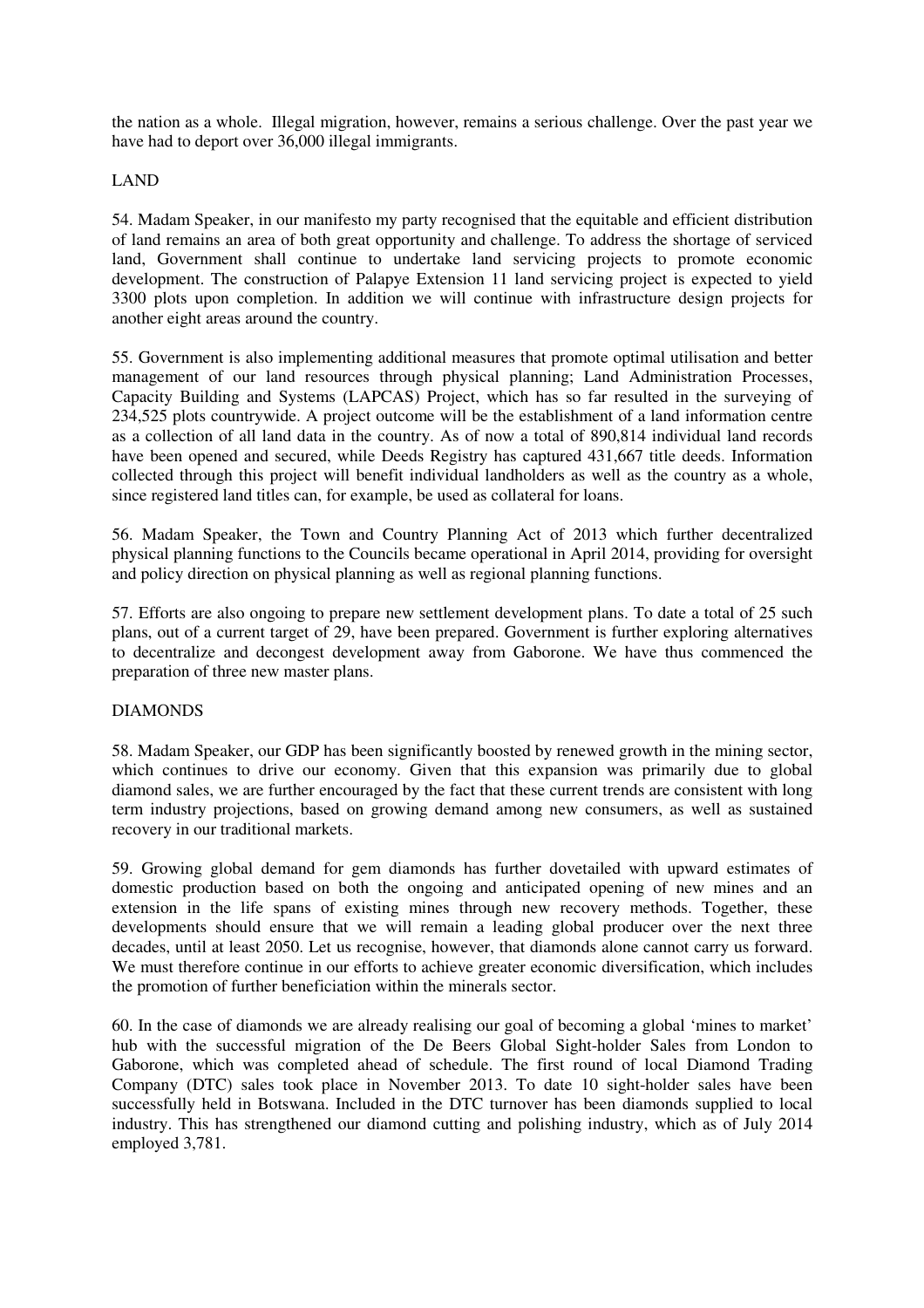the nation as a whole. Illegal migration, however, remains a serious challenge. Over the past year we have had to deport over 36,000 illegal immigrants.

## LAND

54. Madam Speaker, in our manifesto my party recognised that the equitable and efficient distribution of land remains an area of both great opportunity and challenge. To address the shortage of serviced land, Government shall continue to undertake land servicing projects to promote economic development. The construction of Palapye Extension 11 land servicing project is expected to yield 3300 plots upon completion. In addition we will continue with infrastructure design projects for another eight areas around the country.

55. Government is also implementing additional measures that promote optimal utilisation and better management of our land resources through physical planning; Land Administration Processes, Capacity Building and Systems (LAPCAS) Project, which has so far resulted in the surveying of 234,525 plots countrywide. A project outcome will be the establishment of a land information centre as a collection of all land data in the country. As of now a total of 890,814 individual land records have been opened and secured, while Deeds Registry has captured 431,667 title deeds. Information collected through this project will benefit individual landholders as well as the country as a whole, since registered land titles can, for example, be used as collateral for loans.

56. Madam Speaker, the Town and Country Planning Act of 2013 which further decentralized physical planning functions to the Councils became operational in April 2014, providing for oversight and policy direction on physical planning as well as regional planning functions.

57. Efforts are also ongoing to prepare new settlement development plans. To date a total of 25 such plans, out of a current target of 29, have been prepared. Government is further exploring alternatives to decentralize and decongest development away from Gaborone. We have thus commenced the preparation of three new master plans.

## DIAMONDS

58. Madam Speaker, our GDP has been significantly boosted by renewed growth in the mining sector, which continues to drive our economy. Given that this expansion was primarily due to global diamond sales, we are further encouraged by the fact that these current trends are consistent with long term industry projections, based on growing demand among new consumers, as well as sustained recovery in our traditional markets.

59. Growing global demand for gem diamonds has further dovetailed with upward estimates of domestic production based on both the ongoing and anticipated opening of new mines and an extension in the life spans of existing mines through new recovery methods. Together, these developments should ensure that we will remain a leading global producer over the next three decades, until at least 2050. Let us recognise, however, that diamonds alone cannot carry us forward. We must therefore continue in our efforts to achieve greater economic diversification, which includes the promotion of further beneficiation within the minerals sector.

60. In the case of diamonds we are already realising our goal of becoming a global 'mines to market' hub with the successful migration of the De Beers Global Sight-holder Sales from London to Gaborone, which was completed ahead of schedule. The first round of local Diamond Trading Company (DTC) sales took place in November 2013. To date 10 sight-holder sales have been successfully held in Botswana. Included in the DTC turnover has been diamonds supplied to local industry. This has strengthened our diamond cutting and polishing industry, which as of July 2014 employed 3,781.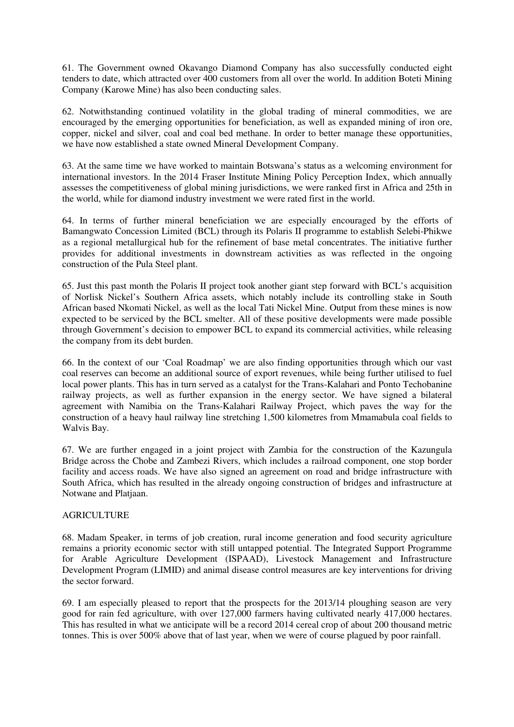61. The Government owned Okavango Diamond Company has also successfully conducted eight tenders to date, which attracted over 400 customers from all over the world. In addition Boteti Mining Company (Karowe Mine) has also been conducting sales.

62. Notwithstanding continued volatility in the global trading of mineral commodities, we are encouraged by the emerging opportunities for beneficiation, as well as expanded mining of iron ore, copper, nickel and silver, coal and coal bed methane. In order to better manage these opportunities, we have now established a state owned Mineral Development Company.

63. At the same time we have worked to maintain Botswana's status as a welcoming environment for international investors. In the 2014 Fraser Institute Mining Policy Perception Index, which annually assesses the competitiveness of global mining jurisdictions, we were ranked first in Africa and 25th in the world, while for diamond industry investment we were rated first in the world.

64. In terms of further mineral beneficiation we are especially encouraged by the efforts of Bamangwato Concession Limited (BCL) through its Polaris II programme to establish Selebi-Phikwe as a regional metallurgical hub for the refinement of base metal concentrates. The initiative further provides for additional investments in downstream activities as was reflected in the ongoing construction of the Pula Steel plant.

65. Just this past month the Polaris II project took another giant step forward with BCL's acquisition of Norlisk Nickel's Southern Africa assets, which notably include its controlling stake in South African based Nkomati Nickel, as well as the local Tati Nickel Mine. Output from these mines is now expected to be serviced by the BCL smelter. All of these positive developments were made possible through Government's decision to empower BCL to expand its commercial activities, while releasing the company from its debt burden.

66. In the context of our 'Coal Roadmap' we are also finding opportunities through which our vast coal reserves can become an additional source of export revenues, while being further utilised to fuel local power plants. This has in turn served as a catalyst for the Trans-Kalahari and Ponto Techobanine railway projects, as well as further expansion in the energy sector. We have signed a bilateral agreement with Namibia on the Trans-Kalahari Railway Project, which paves the way for the construction of a heavy haul railway line stretching 1,500 kilometres from Mmamabula coal fields to Walvis Bay.

67. We are further engaged in a joint project with Zambia for the construction of the Kazungula Bridge across the Chobe and Zambezi Rivers, which includes a railroad component, one stop border facility and access roads. We have also signed an agreement on road and bridge infrastructure with South Africa, which has resulted in the already ongoing construction of bridges and infrastructure at Notwane and Platjaan.

## AGRICULTURE

68. Madam Speaker, in terms of job creation, rural income generation and food security agriculture remains a priority economic sector with still untapped potential. The Integrated Support Programme for Arable Agriculture Development (ISPAAD), Livestock Management and Infrastructure Development Program (LIMID) and animal disease control measures are key interventions for driving the sector forward.

69. I am especially pleased to report that the prospects for the 2013/14 ploughing season are very good for rain fed agriculture, with over 127,000 farmers having cultivated nearly 417,000 hectares. This has resulted in what we anticipate will be a record 2014 cereal crop of about 200 thousand metric tonnes. This is over 500% above that of last year, when we were of course plagued by poor rainfall.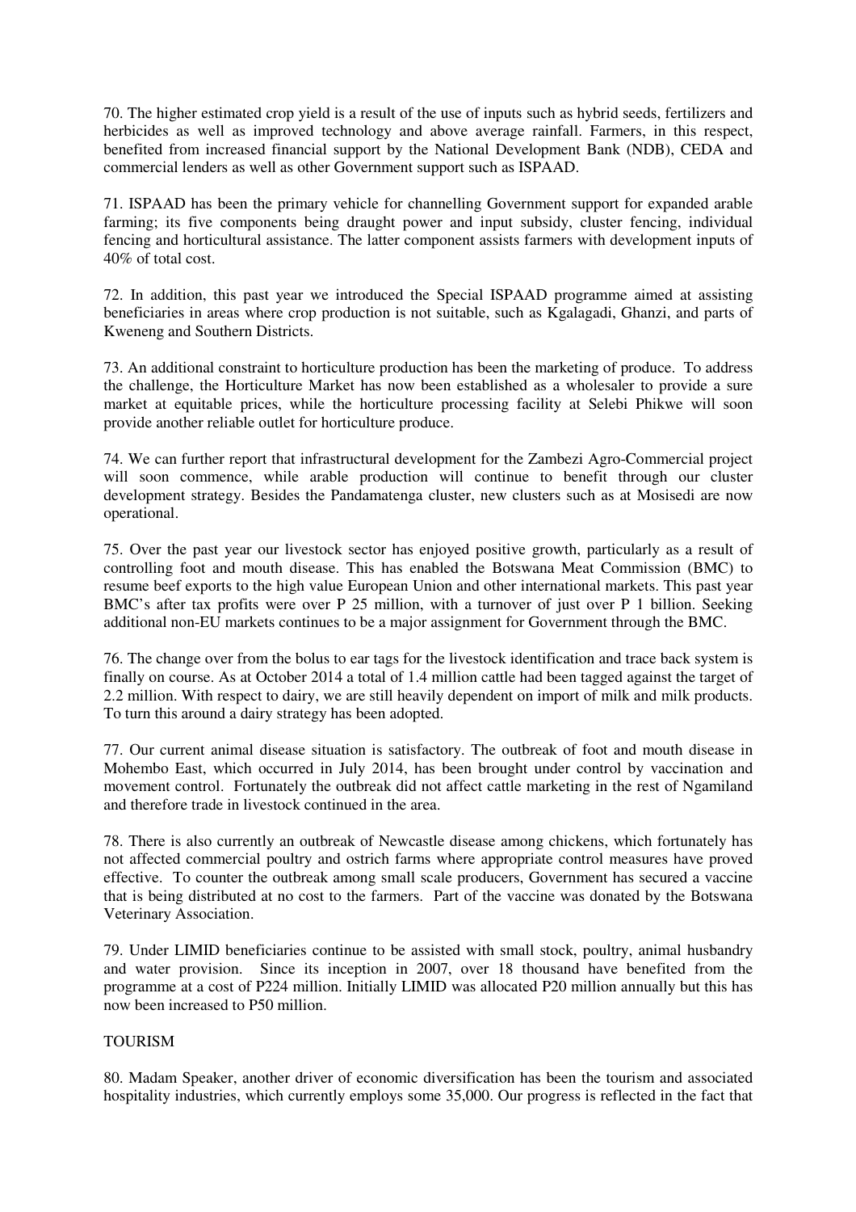70. The higher estimated crop yield is a result of the use of inputs such as hybrid seeds, fertilizers and herbicides as well as improved technology and above average rainfall. Farmers, in this respect, benefited from increased financial support by the National Development Bank (NDB), CEDA and commercial lenders as well as other Government support such as ISPAAD.

71. ISPAAD has been the primary vehicle for channelling Government support for expanded arable farming; its five components being draught power and input subsidy, cluster fencing, individual fencing and horticultural assistance. The latter component assists farmers with development inputs of 40% of total cost.

72. In addition, this past year we introduced the Special ISPAAD programme aimed at assisting beneficiaries in areas where crop production is not suitable, such as Kgalagadi, Ghanzi, and parts of Kweneng and Southern Districts.

73. An additional constraint to horticulture production has been the marketing of produce. To address the challenge, the Horticulture Market has now been established as a wholesaler to provide a sure market at equitable prices, while the horticulture processing facility at Selebi Phikwe will soon provide another reliable outlet for horticulture produce.

74. We can further report that infrastructural development for the Zambezi Agro-Commercial project will soon commence, while arable production will continue to benefit through our cluster development strategy. Besides the Pandamatenga cluster, new clusters such as at Mosisedi are now operational.

75. Over the past year our livestock sector has enjoyed positive growth, particularly as a result of controlling foot and mouth disease. This has enabled the Botswana Meat Commission (BMC) to resume beef exports to the high value European Union and other international markets. This past year BMC's after tax profits were over P 25 million, with a turnover of just over P 1 billion. Seeking additional non-EU markets continues to be a major assignment for Government through the BMC.

76. The change over from the bolus to ear tags for the livestock identification and trace back system is finally on course. As at October 2014 a total of 1.4 million cattle had been tagged against the target of 2.2 million. With respect to dairy, we are still heavily dependent on import of milk and milk products. To turn this around a dairy strategy has been adopted.

77. Our current animal disease situation is satisfactory. The outbreak of foot and mouth disease in Mohembo East, which occurred in July 2014, has been brought under control by vaccination and movement control. Fortunately the outbreak did not affect cattle marketing in the rest of Ngamiland and therefore trade in livestock continued in the area.

78. There is also currently an outbreak of Newcastle disease among chickens, which fortunately has not affected commercial poultry and ostrich farms where appropriate control measures have proved effective. To counter the outbreak among small scale producers, Government has secured a vaccine that is being distributed at no cost to the farmers. Part of the vaccine was donated by the Botswana Veterinary Association.

79. Under LIMID beneficiaries continue to be assisted with small stock, poultry, animal husbandry and water provision. Since its inception in 2007, over 18 thousand have benefited from the programme at a cost of P224 million. Initially LIMID was allocated P20 million annually but this has now been increased to P50 million.

## TOURISM

80. Madam Speaker, another driver of economic diversification has been the tourism and associated hospitality industries, which currently employs some 35,000. Our progress is reflected in the fact that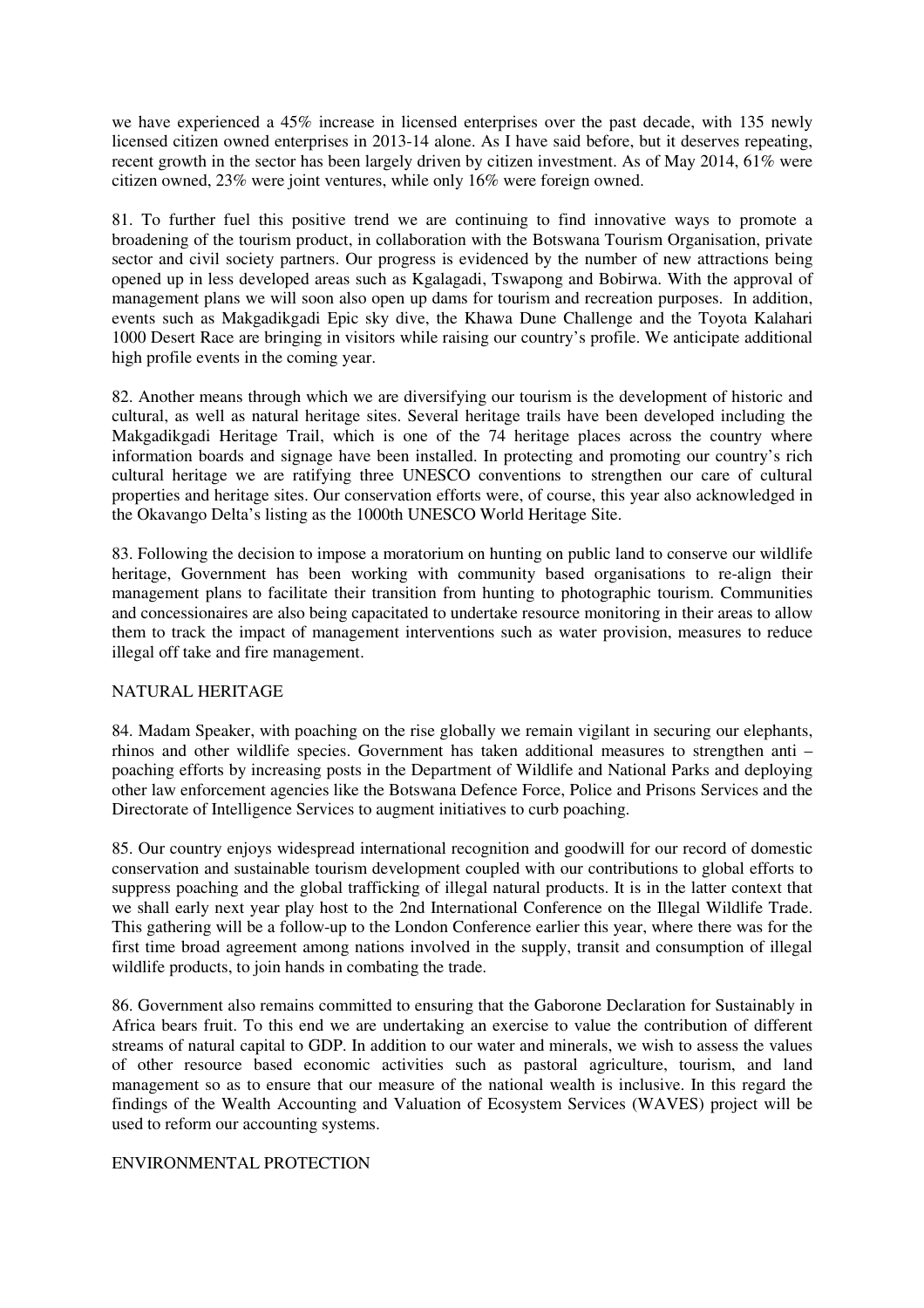we have experienced a 45% increase in licensed enterprises over the past decade, with 135 newly licensed citizen owned enterprises in 2013-14 alone. As I have said before, but it deserves repeating, recent growth in the sector has been largely driven by citizen investment. As of May 2014, 61% were citizen owned, 23% were joint ventures, while only 16% were foreign owned.

81. To further fuel this positive trend we are continuing to find innovative ways to promote a broadening of the tourism product, in collaboration with the Botswana Tourism Organisation, private sector and civil society partners. Our progress is evidenced by the number of new attractions being opened up in less developed areas such as Kgalagadi, Tswapong and Bobirwa. With the approval of management plans we will soon also open up dams for tourism and recreation purposes. In addition, events such as Makgadikgadi Epic sky dive, the Khawa Dune Challenge and the Toyota Kalahari 1000 Desert Race are bringing in visitors while raising our country's profile. We anticipate additional high profile events in the coming year.

82. Another means through which we are diversifying our tourism is the development of historic and cultural, as well as natural heritage sites. Several heritage trails have been developed including the Makgadikgadi Heritage Trail, which is one of the 74 heritage places across the country where information boards and signage have been installed. In protecting and promoting our country's rich cultural heritage we are ratifying three UNESCO conventions to strengthen our care of cultural properties and heritage sites. Our conservation efforts were, of course, this year also acknowledged in the Okavango Delta's listing as the 1000th UNESCO World Heritage Site.

83. Following the decision to impose a moratorium on hunting on public land to conserve our wildlife heritage, Government has been working with community based organisations to re-align their management plans to facilitate their transition from hunting to photographic tourism. Communities and concessionaires are also being capacitated to undertake resource monitoring in their areas to allow them to track the impact of management interventions such as water provision, measures to reduce illegal off take and fire management.

NATURAL HERITAGE

84. Madam Speaker, with poaching on the rise globally we remain vigilant in securing our elephants, rhinos and other wildlife species. Government has taken additional measures to strengthen anti – poaching efforts by increasing posts in the Department of Wildlife and National Parks and deploying other law enforcement agencies like the Botswana Defence Force, Police and Prisons Services and the Directorate of Intelligence Services to augment initiatives to curb poaching.

85. Our country enjoys widespread international recognition and goodwill for our record of domestic conservation and sustainable tourism development coupled with our contributions to global efforts to suppress poaching and the global trafficking of illegal natural products. It is in the latter context that we shall early next year play host to the 2nd International Conference on the Illegal Wildlife Trade. This gathering will be a follow-up to the London Conference earlier this year, where there was for the first time broad agreement among nations involved in the supply, transit and consumption of illegal wildlife products, to join hands in combating the trade.

86. Government also remains committed to ensuring that the Gaborone Declaration for Sustainably in Africa bears fruit. To this end we are undertaking an exercise to value the contribution of different streams of natural capital to GDP. In addition to our water and minerals, we wish to assess the values of other resource based economic activities such as pastoral agriculture, tourism, and land management so as to ensure that our measure of the national wealth is inclusive. In this regard the findings of the Wealth Accounting and Valuation of Ecosystem Services (WAVES) project will be used to reform our accounting systems.

ENVIRONMENTAL PROTECTION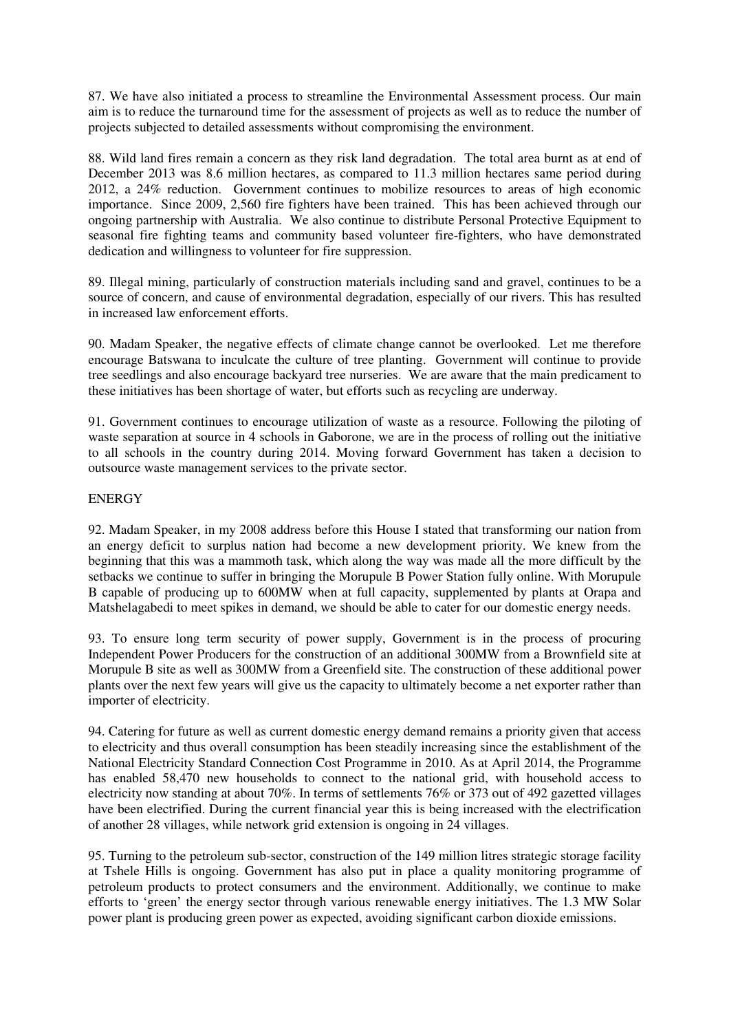87. We have also initiated a process to streamline the Environmental Assessment process. Our main aim is to reduce the turnaround time for the assessment of projects as well as to reduce the number of projects subjected to detailed assessments without compromising the environment.

88. Wild land fires remain a concern as they risk land degradation. The total area burnt as at end of December 2013 was 8.6 million hectares, as compared to 11.3 million hectares same period during 2012, a 24% reduction. Government continues to mobilize resources to areas of high economic importance. Since 2009, 2,560 fire fighters have been trained. This has been achieved through our ongoing partnership with Australia. We also continue to distribute Personal Protective Equipment to seasonal fire fighting teams and community based volunteer fire-fighters, who have demonstrated dedication and willingness to volunteer for fire suppression.

89. Illegal mining, particularly of construction materials including sand and gravel, continues to be a source of concern, and cause of environmental degradation, especially of our rivers. This has resulted in increased law enforcement efforts.

90. Madam Speaker, the negative effects of climate change cannot be overlooked. Let me therefore encourage Batswana to inculcate the culture of tree planting. Government will continue to provide tree seedlings and also encourage backyard tree nurseries. We are aware that the main predicament to these initiatives has been shortage of water, but efforts such as recycling are underway.

91. Government continues to encourage utilization of waste as a resource. Following the piloting of waste separation at source in 4 schools in Gaborone, we are in the process of rolling out the initiative to all schools in the country during 2014. Moving forward Government has taken a decision to outsource waste management services to the private sector.

## ENERGY

92. Madam Speaker, in my 2008 address before this House I stated that transforming our nation from an energy deficit to surplus nation had become a new development priority. We knew from the beginning that this was a mammoth task, which along the way was made all the more difficult by the setbacks we continue to suffer in bringing the Morupule B Power Station fully online. With Morupule B capable of producing up to 600MW when at full capacity, supplemented by plants at Orapa and Matshelagabedi to meet spikes in demand, we should be able to cater for our domestic energy needs.

93. To ensure long term security of power supply, Government is in the process of procuring Independent Power Producers for the construction of an additional 300MW from a Brownfield site at Morupule B site as well as 300MW from a Greenfield site. The construction of these additional power plants over the next few years will give us the capacity to ultimately become a net exporter rather than importer of electricity.

94. Catering for future as well as current domestic energy demand remains a priority given that access to electricity and thus overall consumption has been steadily increasing since the establishment of the National Electricity Standard Connection Cost Programme in 2010. As at April 2014, the Programme has enabled 58,470 new households to connect to the national grid, with household access to electricity now standing at about 70%. In terms of settlements 76% or 373 out of 492 gazetted villages have been electrified. During the current financial year this is being increased with the electrification of another 28 villages, while network grid extension is ongoing in 24 villages.

95. Turning to the petroleum sub-sector, construction of the 149 million litres strategic storage facility at Tshele Hills is ongoing. Government has also put in place a quality monitoring programme of petroleum products to protect consumers and the environment. Additionally, we continue to make efforts to 'green' the energy sector through various renewable energy initiatives. The 1.3 MW Solar power plant is producing green power as expected, avoiding significant carbon dioxide emissions.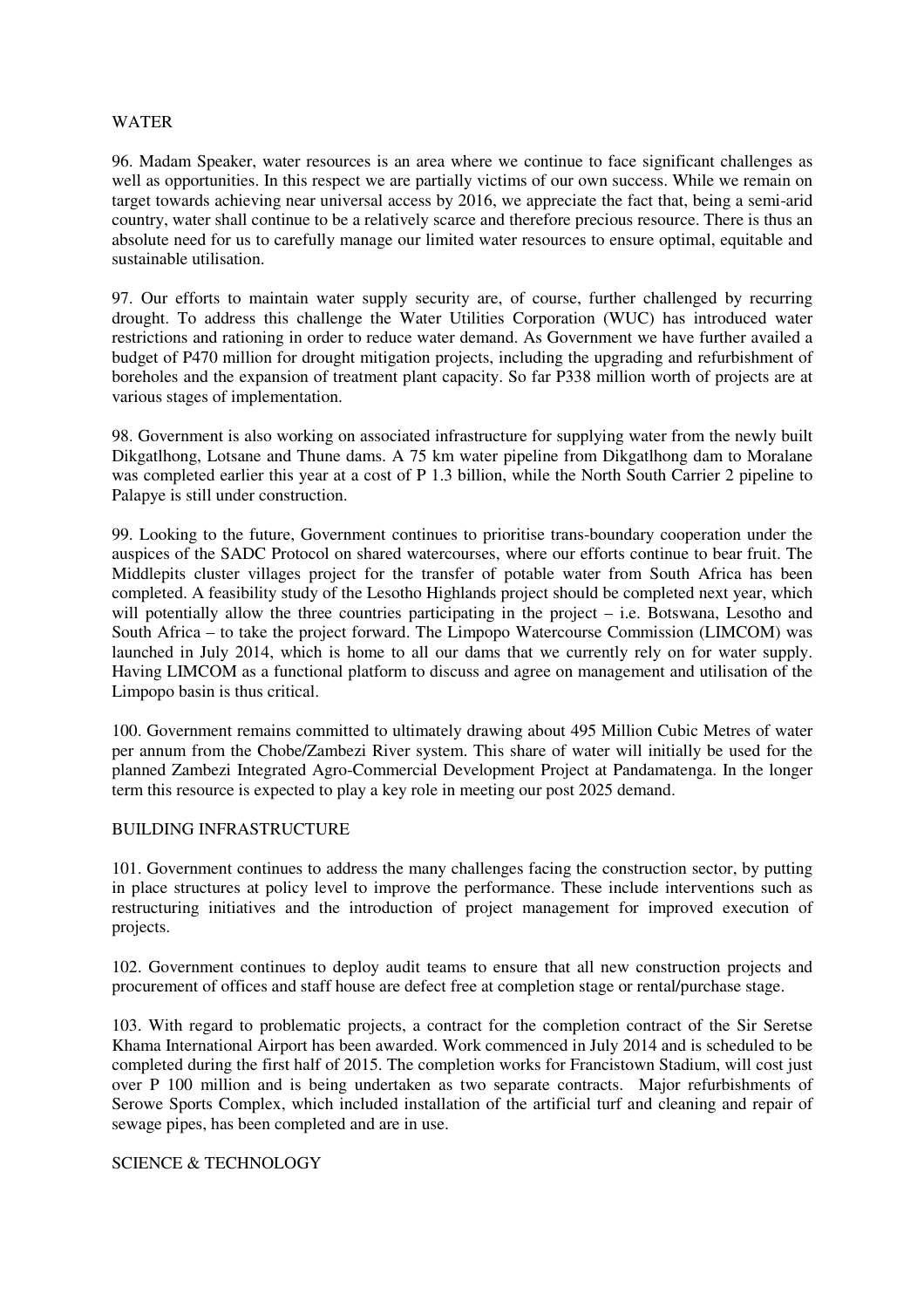## WATER

96. Madam Speaker, water resources is an area where we continue to face significant challenges as well as opportunities. In this respect we are partially victims of our own success. While we remain on target towards achieving near universal access by 2016, we appreciate the fact that, being a semi-arid country, water shall continue to be a relatively scarce and therefore precious resource. There is thus an absolute need for us to carefully manage our limited water resources to ensure optimal, equitable and sustainable utilisation.

97. Our efforts to maintain water supply security are, of course, further challenged by recurring drought. To address this challenge the Water Utilities Corporation (WUC) has introduced water restrictions and rationing in order to reduce water demand. As Government we have further availed a budget of P470 million for drought mitigation projects, including the upgrading and refurbishment of boreholes and the expansion of treatment plant capacity. So far P338 million worth of projects are at various stages of implementation.

98. Government is also working on associated infrastructure for supplying water from the newly built Dikgatlhong, Lotsane and Thune dams. A 75 km water pipeline from Dikgatlhong dam to Moralane was completed earlier this year at a cost of P 1.3 billion, while the North South Carrier 2 pipeline to Palapye is still under construction.

99. Looking to the future, Government continues to prioritise trans-boundary cooperation under the auspices of the SADC Protocol on shared watercourses, where our efforts continue to bear fruit. The Middlepits cluster villages project for the transfer of potable water from South Africa has been completed. A feasibility study of the Lesotho Highlands project should be completed next year, which will potentially allow the three countries participating in the project – i.e. Botswana, Lesotho and South Africa – to take the project forward. The Limpopo Watercourse Commission (LIMCOM) was launched in July 2014, which is home to all our dams that we currently rely on for water supply. Having LIMCOM as a functional platform to discuss and agree on management and utilisation of the Limpopo basin is thus critical.

100. Government remains committed to ultimately drawing about 495 Million Cubic Metres of water per annum from the Chobe/Zambezi River system. This share of water will initially be used for the planned Zambezi Integrated Agro-Commercial Development Project at Pandamatenga. In the longer term this resource is expected to play a key role in meeting our post 2025 demand.

## BUILDING INFRASTRUCTURE

101. Government continues to address the many challenges facing the construction sector, by putting in place structures at policy level to improve the performance. These include interventions such as restructuring initiatives and the introduction of project management for improved execution of projects.

102. Government continues to deploy audit teams to ensure that all new construction projects and procurement of offices and staff house are defect free at completion stage or rental/purchase stage.

103. With regard to problematic projects, a contract for the completion contract of the Sir Seretse Khama International Airport has been awarded. Work commenced in July 2014 and is scheduled to be completed during the first half of 2015. The completion works for Francistown Stadium, will cost just over P 100 million and is being undertaken as two separate contracts. Major refurbishments of Serowe Sports Complex, which included installation of the artificial turf and cleaning and repair of sewage pipes, has been completed and are in use.

## SCIENCE & TECHNOLOGY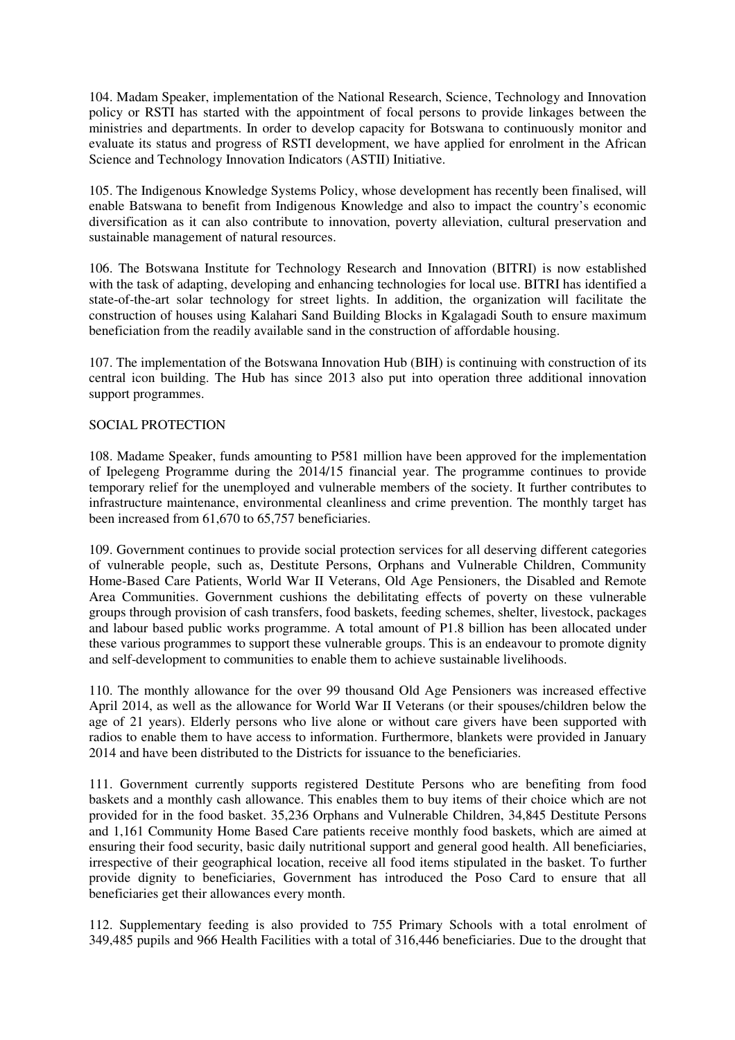104. Madam Speaker, implementation of the National Research, Science, Technology and Innovation policy or RSTI has started with the appointment of focal persons to provide linkages between the ministries and departments. In order to develop capacity for Botswana to continuously monitor and evaluate its status and progress of RSTI development, we have applied for enrolment in the African Science and Technology Innovation Indicators (ASTII) Initiative.

105. The Indigenous Knowledge Systems Policy, whose development has recently been finalised, will enable Batswana to benefit from Indigenous Knowledge and also to impact the country's economic diversification as it can also contribute to innovation, poverty alleviation, cultural preservation and sustainable management of natural resources.

106. The Botswana Institute for Technology Research and Innovation (BITRI) is now established with the task of adapting, developing and enhancing technologies for local use. BITRI has identified a state-of-the-art solar technology for street lights. In addition, the organization will facilitate the construction of houses using Kalahari Sand Building Blocks in Kgalagadi South to ensure maximum beneficiation from the readily available sand in the construction of affordable housing.

107. The implementation of the Botswana Innovation Hub (BIH) is continuing with construction of its central icon building. The Hub has since 2013 also put into operation three additional innovation support programmes.

## SOCIAL PROTECTION

108. Madame Speaker, funds amounting to P581 million have been approved for the implementation of Ipelegeng Programme during the 2014/15 financial year. The programme continues to provide temporary relief for the unemployed and vulnerable members of the society. It further contributes to infrastructure maintenance, environmental cleanliness and crime prevention. The monthly target has been increased from 61,670 to 65,757 beneficiaries.

109. Government continues to provide social protection services for all deserving different categories of vulnerable people, such as, Destitute Persons, Orphans and Vulnerable Children, Community Home-Based Care Patients, World War II Veterans, Old Age Pensioners, the Disabled and Remote Area Communities. Government cushions the debilitating effects of poverty on these vulnerable groups through provision of cash transfers, food baskets, feeding schemes, shelter, livestock, packages and labour based public works programme. A total amount of P1.8 billion has been allocated under these various programmes to support these vulnerable groups. This is an endeavour to promote dignity and self-development to communities to enable them to achieve sustainable livelihoods.

110. The monthly allowance for the over 99 thousand Old Age Pensioners was increased effective April 2014, as well as the allowance for World War II Veterans (or their spouses/children below the age of 21 years). Elderly persons who live alone or without care givers have been supported with radios to enable them to have access to information. Furthermore, blankets were provided in January 2014 and have been distributed to the Districts for issuance to the beneficiaries.

111. Government currently supports registered Destitute Persons who are benefiting from food baskets and a monthly cash allowance. This enables them to buy items of their choice which are not provided for in the food basket. 35,236 Orphans and Vulnerable Children, 34,845 Destitute Persons and 1,161 Community Home Based Care patients receive monthly food baskets, which are aimed at ensuring their food security, basic daily nutritional support and general good health. All beneficiaries, irrespective of their geographical location, receive all food items stipulated in the basket. To further provide dignity to beneficiaries, Government has introduced the Poso Card to ensure that all beneficiaries get their allowances every month.

112. Supplementary feeding is also provided to 755 Primary Schools with a total enrolment of 349,485 pupils and 966 Health Facilities with a total of 316,446 beneficiaries. Due to the drought that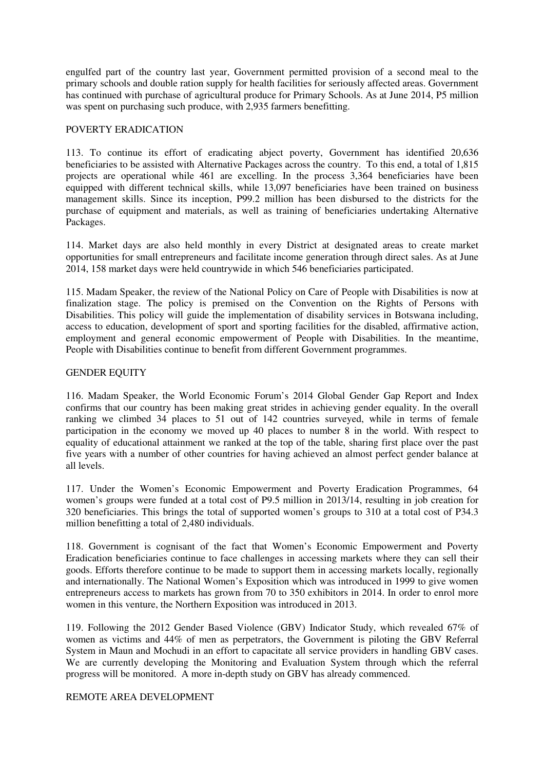engulfed part of the country last year, Government permitted provision of a second meal to the primary schools and double ration supply for health facilities for seriously affected areas. Government has continued with purchase of agricultural produce for Primary Schools. As at June 2014, P5 million was spent on purchasing such produce, with 2,935 farmers benefitting.

## POVERTY ERADICATION

113. To continue its effort of eradicating abject poverty, Government has identified 20,636 beneficiaries to be assisted with Alternative Packages across the country. To this end, a total of 1,815 projects are operational while 461 are excelling. In the process 3,364 beneficiaries have been equipped with different technical skills, while 13,097 beneficiaries have been trained on business management skills. Since its inception, P99.2 million has been disbursed to the districts for the purchase of equipment and materials, as well as training of beneficiaries undertaking Alternative Packages.

114. Market days are also held monthly in every District at designated areas to create market opportunities for small entrepreneurs and facilitate income generation through direct sales. As at June 2014, 158 market days were held countrywide in which 546 beneficiaries participated.

115. Madam Speaker, the review of the National Policy on Care of People with Disabilities is now at finalization stage. The policy is premised on the Convention on the Rights of Persons with Disabilities. This policy will guide the implementation of disability services in Botswana including, access to education, development of sport and sporting facilities for the disabled, affirmative action, employment and general economic empowerment of People with Disabilities. In the meantime, People with Disabilities continue to benefit from different Government programmes.

## GENDER EQUITY

116. Madam Speaker, the World Economic Forum's 2014 Global Gender Gap Report and Index confirms that our country has been making great strides in achieving gender equality. In the overall ranking we climbed 34 places to 51 out of 142 countries surveyed, while in terms of female participation in the economy we moved up 40 places to number 8 in the world. With respect to equality of educational attainment we ranked at the top of the table, sharing first place over the past five years with a number of other countries for having achieved an almost perfect gender balance at all levels.

117. Under the Women's Economic Empowerment and Poverty Eradication Programmes, 64 women's groups were funded at a total cost of P9.5 million in 2013/14, resulting in job creation for 320 beneficiaries. This brings the total of supported women's groups to 310 at a total cost of P34.3 million benefitting a total of 2,480 individuals.

118. Government is cognisant of the fact that Women's Economic Empowerment and Poverty Eradication beneficiaries continue to face challenges in accessing markets where they can sell their goods. Efforts therefore continue to be made to support them in accessing markets locally, regionally and internationally. The National Women's Exposition which was introduced in 1999 to give women entrepreneurs access to markets has grown from 70 to 350 exhibitors in 2014. In order to enrol more women in this venture, the Northern Exposition was introduced in 2013.

119. Following the 2012 Gender Based Violence (GBV) Indicator Study, which revealed 67% of women as victims and 44% of men as perpetrators, the Government is piloting the GBV Referral System in Maun and Mochudi in an effort to capacitate all service providers in handling GBV cases. We are currently developing the Monitoring and Evaluation System through which the referral progress will be monitored. A more in-depth study on GBV has already commenced.

## REMOTE AREA DEVELOPMENT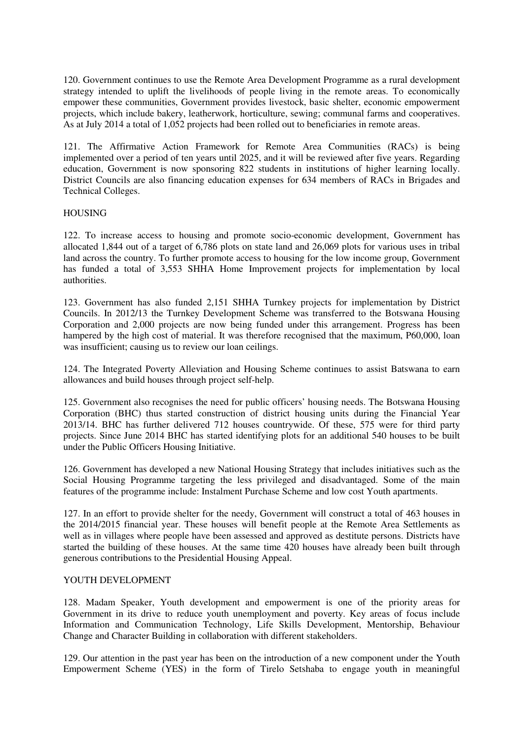120. Government continues to use the Remote Area Development Programme as a rural development strategy intended to uplift the livelihoods of people living in the remote areas. To economically empower these communities, Government provides livestock, basic shelter, economic empowerment projects, which include bakery, leatherwork, horticulture, sewing; communal farms and cooperatives. As at July 2014 a total of 1,052 projects had been rolled out to beneficiaries in remote areas.

121. The Affirmative Action Framework for Remote Area Communities (RACs) is being implemented over a period of ten years until 2025, and it will be reviewed after five years. Regarding education, Government is now sponsoring 822 students in institutions of higher learning locally. District Councils are also financing education expenses for 634 members of RACs in Brigades and Technical Colleges.

## HOUSING

122. To increase access to housing and promote socio-economic development, Government has allocated 1,844 out of a target of 6,786 plots on state land and 26,069 plots for various uses in tribal land across the country. To further promote access to housing for the low income group, Government has funded a total of 3,553 SHHA Home Improvement projects for implementation by local authorities.

123. Government has also funded 2,151 SHHA Turnkey projects for implementation by District Councils. In 2012/13 the Turnkey Development Scheme was transferred to the Botswana Housing Corporation and 2,000 projects are now being funded under this arrangement. Progress has been hampered by the high cost of material. It was therefore recognised that the maximum, P60,000, loan was insufficient; causing us to review our loan ceilings.

124. The Integrated Poverty Alleviation and Housing Scheme continues to assist Batswana to earn allowances and build houses through project self-help.

125. Government also recognises the need for public officers' housing needs. The Botswana Housing Corporation (BHC) thus started construction of district housing units during the Financial Year 2013/14. BHC has further delivered 712 houses countrywide. Of these, 575 were for third party projects. Since June 2014 BHC has started identifying plots for an additional 540 houses to be built under the Public Officers Housing Initiative.

126. Government has developed a new National Housing Strategy that includes initiatives such as the Social Housing Programme targeting the less privileged and disadvantaged. Some of the main features of the programme include: Instalment Purchase Scheme and low cost Youth apartments.

127. In an effort to provide shelter for the needy, Government will construct a total of 463 houses in the 2014/2015 financial year. These houses will benefit people at the Remote Area Settlements as well as in villages where people have been assessed and approved as destitute persons. Districts have started the building of these houses. At the same time 420 houses have already been built through generous contributions to the Presidential Housing Appeal.

## YOUTH DEVELOPMENT

128. Madam Speaker, Youth development and empowerment is one of the priority areas for Government in its drive to reduce youth unemployment and poverty. Key areas of focus include Information and Communication Technology, Life Skills Development, Mentorship, Behaviour Change and Character Building in collaboration with different stakeholders.

129. Our attention in the past year has been on the introduction of a new component under the Youth Empowerment Scheme (YES) in the form of Tirelo Setshaba to engage youth in meaningful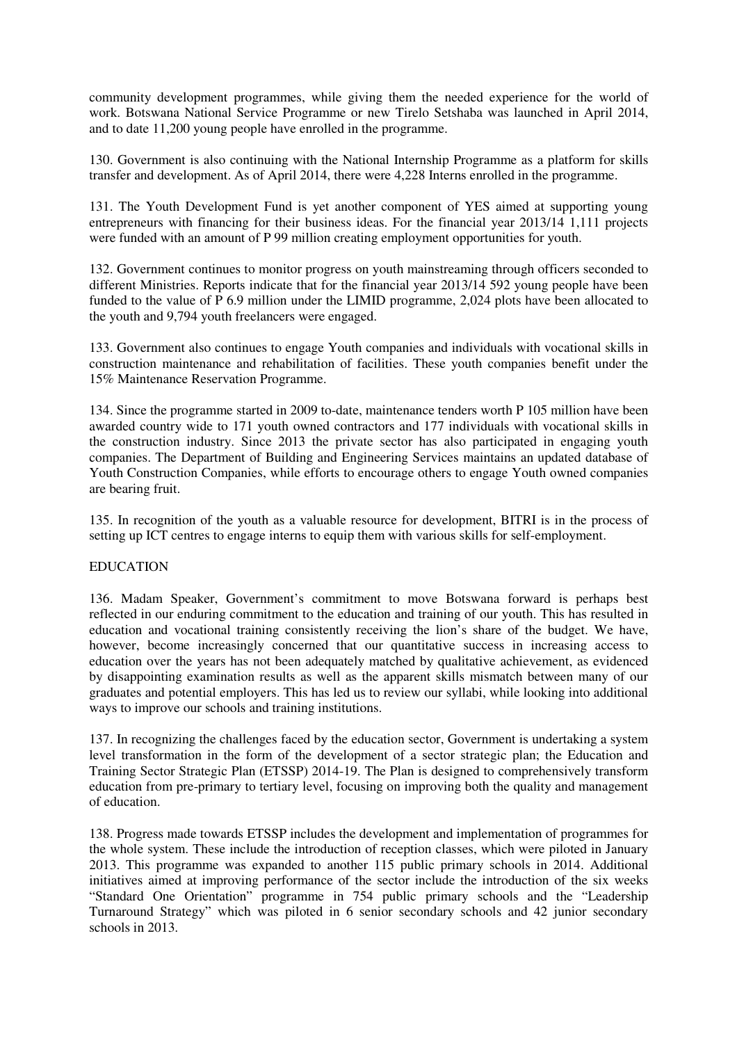community development programmes, while giving them the needed experience for the world of work. Botswana National Service Programme or new Tirelo Setshaba was launched in April 2014, and to date 11,200 young people have enrolled in the programme.

130. Government is also continuing with the National Internship Programme as a platform for skills transfer and development. As of April 2014, there were 4,228 Interns enrolled in the programme.

131. The Youth Development Fund is yet another component of YES aimed at supporting young entrepreneurs with financing for their business ideas. For the financial year 2013/14 1,111 projects were funded with an amount of P 99 million creating employment opportunities for youth.

132. Government continues to monitor progress on youth mainstreaming through officers seconded to different Ministries. Reports indicate that for the financial year 2013/14 592 young people have been funded to the value of P 6.9 million under the LIMID programme, 2,024 plots have been allocated to the youth and 9,794 youth freelancers were engaged.

133. Government also continues to engage Youth companies and individuals with vocational skills in construction maintenance and rehabilitation of facilities. These youth companies benefit under the 15% Maintenance Reservation Programme.

134. Since the programme started in 2009 to-date, maintenance tenders worth P 105 million have been awarded country wide to 171 youth owned contractors and 177 individuals with vocational skills in the construction industry. Since 2013 the private sector has also participated in engaging youth companies. The Department of Building and Engineering Services maintains an updated database of Youth Construction Companies, while efforts to encourage others to engage Youth owned companies are bearing fruit.

135. In recognition of the youth as a valuable resource for development, BITRI is in the process of setting up ICT centres to engage interns to equip them with various skills for self-employment.

## EDUCATION

136. Madam Speaker, Government's commitment to move Botswana forward is perhaps best reflected in our enduring commitment to the education and training of our youth. This has resulted in education and vocational training consistently receiving the lion's share of the budget. We have, however, become increasingly concerned that our quantitative success in increasing access to education over the years has not been adequately matched by qualitative achievement, as evidenced by disappointing examination results as well as the apparent skills mismatch between many of our graduates and potential employers. This has led us to review our syllabi, while looking into additional ways to improve our schools and training institutions.

137. In recognizing the challenges faced by the education sector, Government is undertaking a system level transformation in the form of the development of a sector strategic plan; the Education and Training Sector Strategic Plan (ETSSP) 2014-19. The Plan is designed to comprehensively transform education from pre-primary to tertiary level, focusing on improving both the quality and management of education.

138. Progress made towards ETSSP includes the development and implementation of programmes for the whole system. These include the introduction of reception classes, which were piloted in January 2013. This programme was expanded to another 115 public primary schools in 2014. Additional initiatives aimed at improving performance of the sector include the introduction of the six weeks "Standard One Orientation" programme in 754 public primary schools and the "Leadership Turnaround Strategy" which was piloted in 6 senior secondary schools and 42 junior secondary schools in 2013.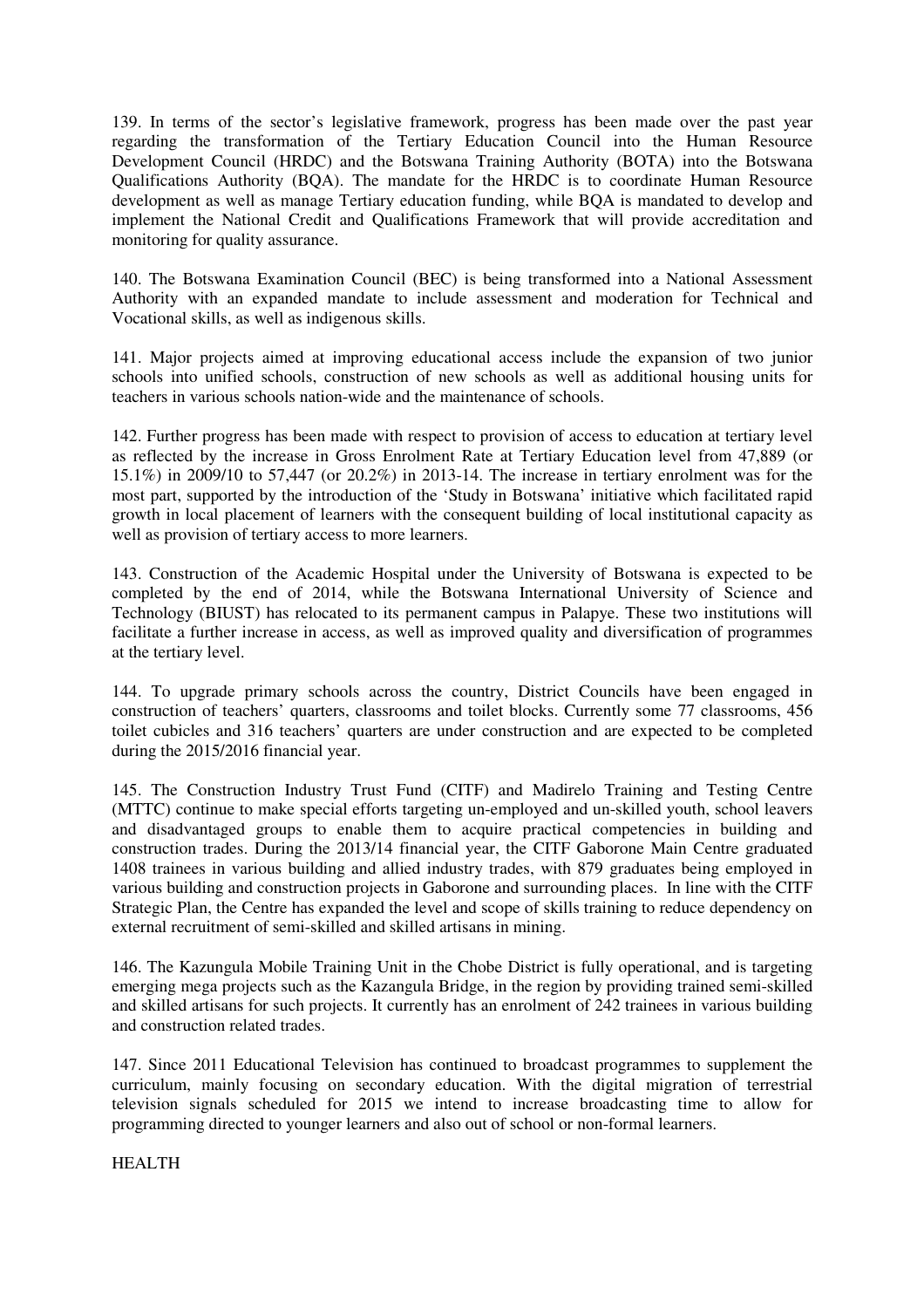139. In terms of the sector's legislative framework, progress has been made over the past year regarding the transformation of the Tertiary Education Council into the Human Resource Development Council (HRDC) and the Botswana Training Authority (BOTA) into the Botswana Qualifications Authority (BQA). The mandate for the HRDC is to coordinate Human Resource development as well as manage Tertiary education funding, while BQA is mandated to develop and implement the National Credit and Qualifications Framework that will provide accreditation and monitoring for quality assurance.

140. The Botswana Examination Council (BEC) is being transformed into a National Assessment Authority with an expanded mandate to include assessment and moderation for Technical and Vocational skills, as well as indigenous skills.

141. Major projects aimed at improving educational access include the expansion of two junior schools into unified schools, construction of new schools as well as additional housing units for teachers in various schools nation-wide and the maintenance of schools.

142. Further progress has been made with respect to provision of access to education at tertiary level as reflected by the increase in Gross Enrolment Rate at Tertiary Education level from 47,889 (or 15.1%) in 2009/10 to 57,447 (or 20.2%) in 2013-14. The increase in tertiary enrolment was for the most part, supported by the introduction of the 'Study in Botswana' initiative which facilitated rapid growth in local placement of learners with the consequent building of local institutional capacity as well as provision of tertiary access to more learners.

143. Construction of the Academic Hospital under the University of Botswana is expected to be completed by the end of 2014, while the Botswana International University of Science and Technology (BIUST) has relocated to its permanent campus in Palapye. These two institutions will facilitate a further increase in access, as well as improved quality and diversification of programmes at the tertiary level.

144. To upgrade primary schools across the country, District Councils have been engaged in construction of teachers' quarters, classrooms and toilet blocks. Currently some 77 classrooms, 456 toilet cubicles and 316 teachers' quarters are under construction and are expected to be completed during the 2015/2016 financial year.

145. The Construction Industry Trust Fund (CITF) and Madirelo Training and Testing Centre (MTTC) continue to make special efforts targeting un-employed and un-skilled youth, school leavers and disadvantaged groups to enable them to acquire practical competencies in building and construction trades. During the 2013/14 financial year, the CITF Gaborone Main Centre graduated 1408 trainees in various building and allied industry trades, with 879 graduates being employed in various building and construction projects in Gaborone and surrounding places. In line with the CITF Strategic Plan, the Centre has expanded the level and scope of skills training to reduce dependency on external recruitment of semi-skilled and skilled artisans in mining.

146. The Kazungula Mobile Training Unit in the Chobe District is fully operational, and is targeting emerging mega projects such as the Kazangula Bridge, in the region by providing trained semi-skilled and skilled artisans for such projects. It currently has an enrolment of 242 trainees in various building and construction related trades.

147. Since 2011 Educational Television has continued to broadcast programmes to supplement the curriculum, mainly focusing on secondary education. With the digital migration of terrestrial television signals scheduled for 2015 we intend to increase broadcasting time to allow for programming directed to younger learners and also out of school or non-formal learners.

HEALTH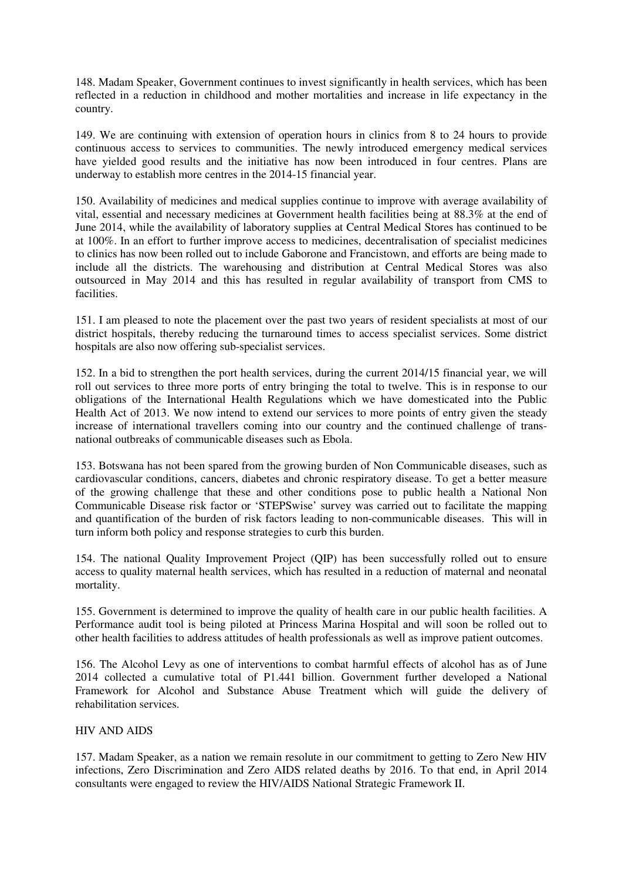148. Madam Speaker, Government continues to invest significantly in health services, which has been reflected in a reduction in childhood and mother mortalities and increase in life expectancy in the country.

149. We are continuing with extension of operation hours in clinics from 8 to 24 hours to provide continuous access to services to communities. The newly introduced emergency medical services have yielded good results and the initiative has now been introduced in four centres. Plans are underway to establish more centres in the 2014-15 financial year.

150. Availability of medicines and medical supplies continue to improve with average availability of vital, essential and necessary medicines at Government health facilities being at 88.3% at the end of June 2014, while the availability of laboratory supplies at Central Medical Stores has continued to be at 100%. In an effort to further improve access to medicines, decentralisation of specialist medicines to clinics has now been rolled out to include Gaborone and Francistown, and efforts are being made to include all the districts. The warehousing and distribution at Central Medical Stores was also outsourced in May 2014 and this has resulted in regular availability of transport from CMS to facilities.

151. I am pleased to note the placement over the past two years of resident specialists at most of our district hospitals, thereby reducing the turnaround times to access specialist services. Some district hospitals are also now offering sub-specialist services.

152. In a bid to strengthen the port health services, during the current 2014/15 financial year, we will roll out services to three more ports of entry bringing the total to twelve. This is in response to our obligations of the International Health Regulations which we have domesticated into the Public Health Act of 2013. We now intend to extend our services to more points of entry given the steady increase of international travellers coming into our country and the continued challenge of trans-national outbreaks of communicable diseases such as Ebola.

153. Botswana has not been spared from the growing burden of Non Communicable diseases, such as cardiovascular conditions, cancers, diabetes and chronic respiratory disease. To get a better measure of the growing challenge that these and other conditions pose to public health a National Non Communicable Disease risk factor or 'STEPSwise' survey was carried out to facilitate the mapping and quantification of the burden of risk factors leading to non-communicable diseases. This will in turn inform both policy and response strategies to curb this burden.

154. The national Quality Improvement Project (QIP) has been successfully rolled out to ensure access to quality maternal health services, which has resulted in a reduction of maternal and neonatal mortality.

155. Government is determined to improve the quality of health care in our public health facilities. A Performance audit tool is being piloted at Princess Marina Hospital and will soon be rolled out to other health facilities to address attitudes of health professionals as well as improve patient outcomes.

156. The Alcohol Levy as one of interventions to combat harmful effects of alcohol has as of June 2014 collected a cumulative total of P1.441 billion. Government further developed a National Framework for Alcohol and Substance Abuse Treatment which will guide the delivery of rehabilitation services.

HIV AND AIDS

157. Madam Speaker, as a nation we remain resolute in our commitment to getting to Zero New HIV infections, Zero Discrimination and Zero AIDS related deaths by 2016. To that end, in April 2014 consultants were engaged to review the HIV/AIDS National Strategic Framework II.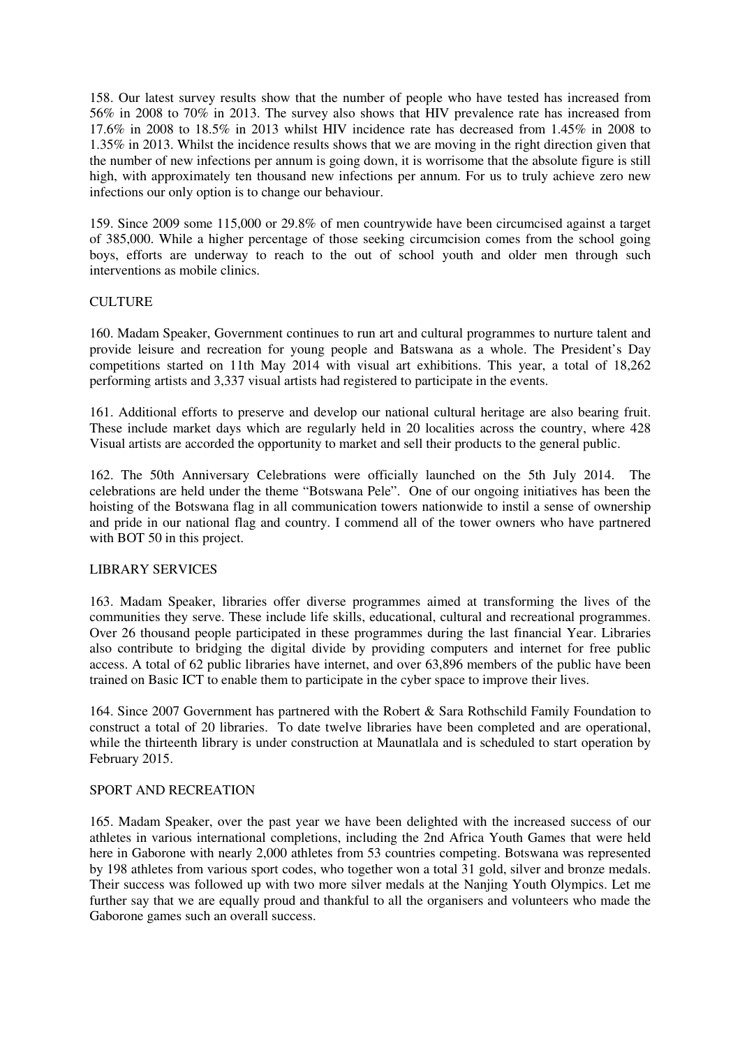158. Our latest survey results show that the number of people who have tested has increased from 56% in 2008 to 70% in 2013. The survey also shows that HIV prevalence rate has increased from 17.6% in 2008 to 18.5% in 2013 whilst HIV incidence rate has decreased from 1.45% in 2008 to 1.35% in 2013. Whilst the incidence results shows that we are moving in the right direction given that the number of new infections per annum is going down, it is worrisome that the absolute figure is still high, with approximately ten thousand new infections per annum. For us to truly achieve zero new infections our only option is to change our behaviour.

159. Since 2009 some 115,000 or 29.8% of men countrywide have been circumcised against a target of 385,000. While a higher percentage of those seeking circumcision comes from the school going boys, efforts are underway to reach to the out of school youth and older men through such interventions as mobile clinics.

## CULTURE

160. Madam Speaker, Government continues to run art and cultural programmes to nurture talent and provide leisure and recreation for young people and Batswana as a whole. The President's Day competitions started on 11th May 2014 with visual art exhibitions. This year, a total of 18,262 performing artists and 3,337 visual artists had registered to participate in the events.

161. Additional efforts to preserve and develop our national cultural heritage are also bearing fruit. These include market days which are regularly held in 20 localities across the country, where 428 Visual artists are accorded the opportunity to market and sell their products to the general public.

162. The 50th Anniversary Celebrations were officially launched on the 5th July 2014. The celebrations are held under the theme "Botswana Pele". One of our ongoing initiatives has been the hoisting of the Botswana flag in all communication towers nationwide to instil a sense of ownership and pride in our national flag and country. I commend all of the tower owners who have partnered with BOT 50 in this project.

## LIBRARY SERVICES

163. Madam Speaker, libraries offer diverse programmes aimed at transforming the lives of the communities they serve. These include life skills, educational, cultural and recreational programmes. Over 26 thousand people participated in these programmes during the last financial Year. Libraries also contribute to bridging the digital divide by providing computers and internet for free public access. A total of 62 public libraries have internet, and over 63,896 members of the public have been trained on Basic ICT to enable them to participate in the cyber space to improve their lives.

164. Since 2007 Government has partnered with the Robert & Sara Rothschild Family Foundation to construct a total of 20 libraries. To date twelve libraries have been completed and are operational, while the thirteenth library is under construction at Maunatlala and is scheduled to start operation by February 2015.

## SPORT AND RECREATION

165. Madam Speaker, over the past year we have been delighted with the increased success of our athletes in various international completions, including the 2nd Africa Youth Games that were held here in Gaborone with nearly 2,000 athletes from 53 countries competing. Botswana was represented by 198 athletes from various sport codes, who together won a total 31 gold, silver and bronze medals. Their success was followed up with two more silver medals at the Nanjing Youth Olympics. Let me further say that we are equally proud and thankful to all the organisers and volunteers who made the Gaborone games such an overall success.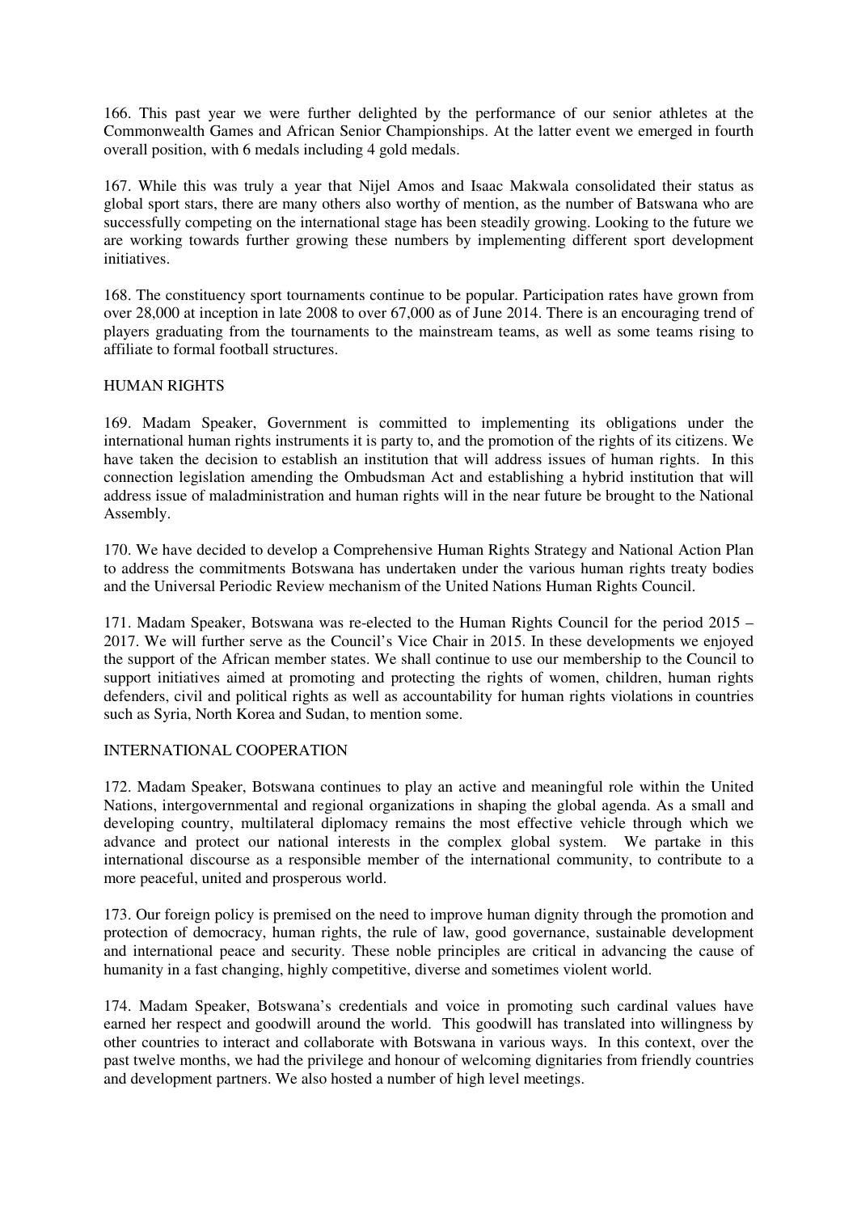166. This past year we were further delighted by the performance of our senior athletes at the Commonwealth Games and African Senior Championships. At the latter event we emerged in fourth overall position, with 6 medals including 4 gold medals.

167. While this was truly a year that Nijel Amos and Isaac Makwala consolidated their status as global sport stars, there are many others also worthy of mention, as the number of Batswana who are successfully competing on the international stage has been steadily growing. Looking to the future we are working towards further growing these numbers by implementing different sport development initiatives.

168. The constituency sport tournaments continue to be popular. Participation rates have grown from over 28,000 at inception in late 2008 to over 67,000 as of June 2014. There is an encouraging trend of players graduating from the tournaments to the mainstream teams, as well as some teams rising to affiliate to formal football structures.

## HUMAN RIGHTS

169. Madam Speaker, Government is committed to implementing its obligations under the international human rights instruments it is party to, and the promotion of the rights of its citizens. We have taken the decision to establish an institution that will address issues of human rights. In this connection legislation amending the Ombudsman Act and establishing a hybrid institution that will address issue of maladministration and human rights will in the near future be brought to the National Assembly.

170. We have decided to develop a Comprehensive Human Rights Strategy and National Action Plan to address the commitments Botswana has undertaken under the various human rights treaty bodies and the Universal Periodic Review mechanism of the United Nations Human Rights Council.

171. Madam Speaker, Botswana was re-elected to the Human Rights Council for the period 2015 – 2017. We will further serve as the Council's Vice Chair in 2015. In these developments we enjoyed the support of the African member states. We shall continue to use our membership to the Council to support initiatives aimed at promoting and protecting the rights of women, children, human rights defenders, civil and political rights as well as accountability for human rights violations in countries such as Syria, North Korea and Sudan, to mention some.

## INTERNATIONAL COOPERATION

172. Madam Speaker, Botswana continues to play an active and meaningful role within the United Nations, intergovernmental and regional organizations in shaping the global agenda. As a small and developing country, multilateral diplomacy remains the most effective vehicle through which we advance and protect our national interests in the complex global system. We partake in this international discourse as a responsible member of the international community, to contribute to a more peaceful, united and prosperous world.

173. Our foreign policy is premised on the need to improve human dignity through the promotion and protection of democracy, human rights, the rule of law, good governance, sustainable development and international peace and security. These noble principles are critical in advancing the cause of humanity in a fast changing, highly competitive, diverse and sometimes violent world.

174. Madam Speaker, Botswana's credentials and voice in promoting such cardinal values have earned her respect and goodwill around the world. This goodwill has translated into willingness by other countries to interact and collaborate with Botswana in various ways. In this context, over the past twelve months, we had the privilege and honour of welcoming dignitaries from friendly countries and development partners. We also hosted a number of high level meetings.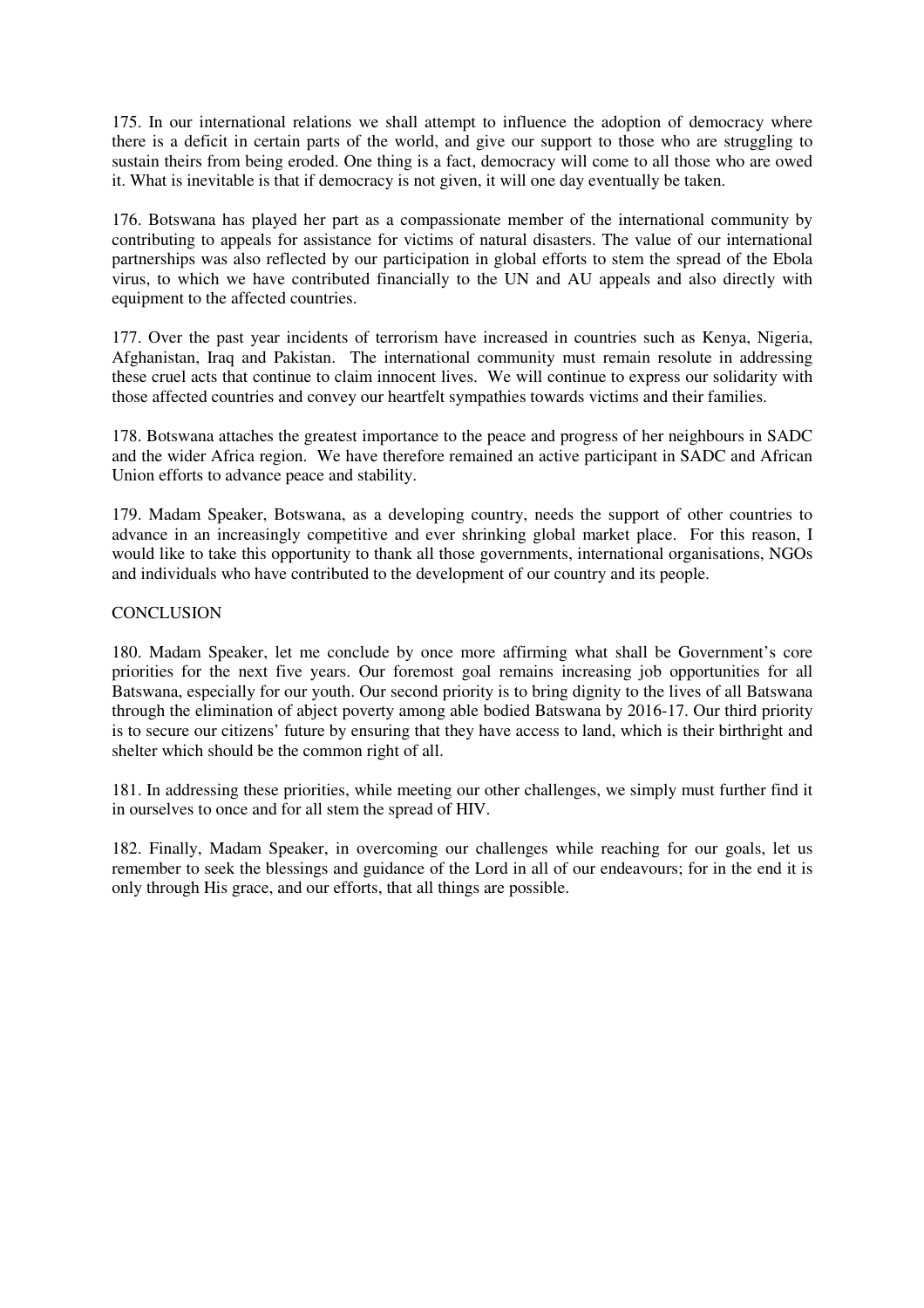175. In our international relations we shall attempt to influence the adoption of democracy where there is a deficit in certain parts of the world, and give our support to those who are struggling to sustain theirs from being eroded. One thing is a fact, democracy will come to all those who are owed it. What is inevitable is that if democracy is not given, it will one day eventually be taken.

176. Botswana has played her part as a compassionate member of the international community by contributing to appeals for assistance for victims of natural disasters. The value of our international partnerships was also reflected by our participation in global efforts to stem the spread of the Ebola virus, to which we have contributed financially to the UN and AU appeals and also directly with equipment to the affected countries.

177. Over the past year incidents of terrorism have increased in countries such as Kenya, Nigeria, Afghanistan, Iraq and Pakistan. The international community must remain resolute in addressing these cruel acts that continue to claim innocent lives. We will continue to express our solidarity with those affected countries and convey our heartfelt sympathies towards victims and their families.

178. Botswana attaches the greatest importance to the peace and progress of her neighbours in SADC and the wider Africa region. We have therefore remained an active participant in SADC and African Union efforts to advance peace and stability.

179. Madam Speaker, Botswana, as a developing country, needs the support of other countries to advance in an increasingly competitive and ever shrinking global market place. For this reason, I would like to take this opportunity to thank all those governments, international organisations, NGOs and individuals who have contributed to the development of our country and its people.

## CONCLUSION

180. Madam Speaker, let me conclude by once more affirming what shall be Government's core priorities for the next five years. Our foremost goal remains increasing job opportunities for all Batswana, especially for our youth. Our second priority is to bring dignity to the lives of all Batswana through the elimination of abject poverty among able bodied Batswana by 2016-17. Our third priority is to secure our citizens' future by ensuring that they have access to land, which is their birthright and shelter which should be the common right of all.

181. In addressing these priorities, while meeting our other challenges, we simply must further find it in ourselves to once and for all stem the spread of HIV.

182. Finally, Madam Speaker, in overcoming our challenges while reaching for our goals, let us remember to seek the blessings and guidance of the Lord in all of our endeavours; for in the end it is only through His grace, and our efforts, that all things are possible.